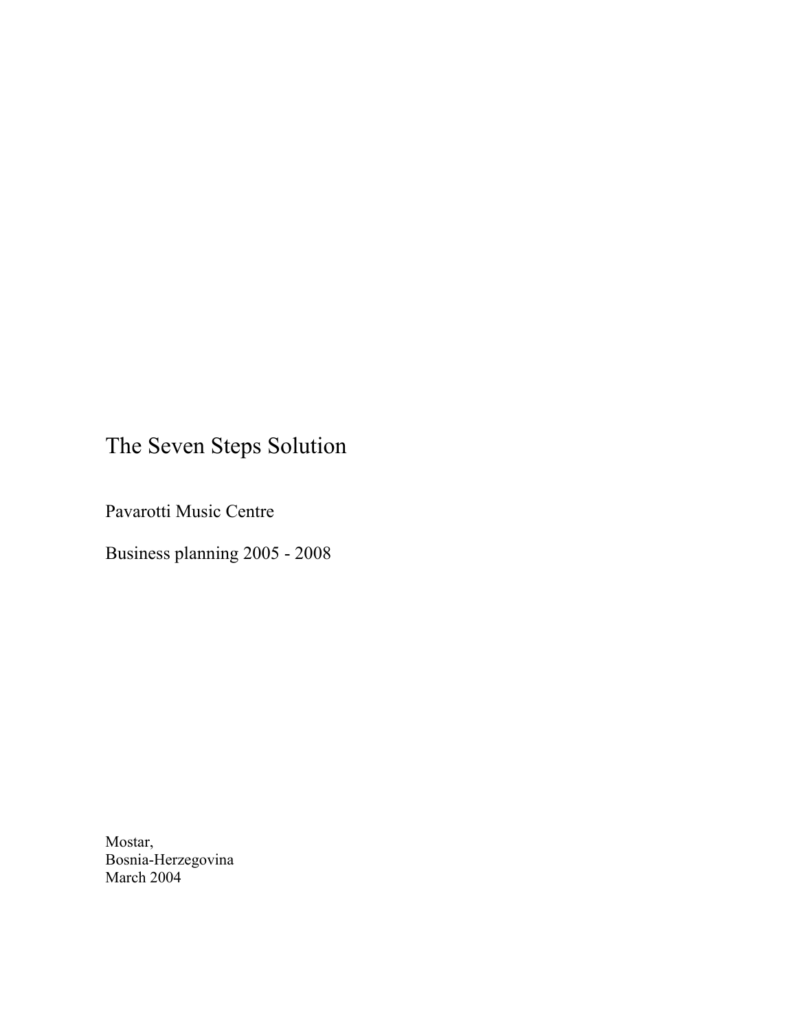# The Seven Steps Solution

Pavarotti Music Centre

Business planning 2005 - 2008

Mostar,
Bosnia-Herzegovina
March 2004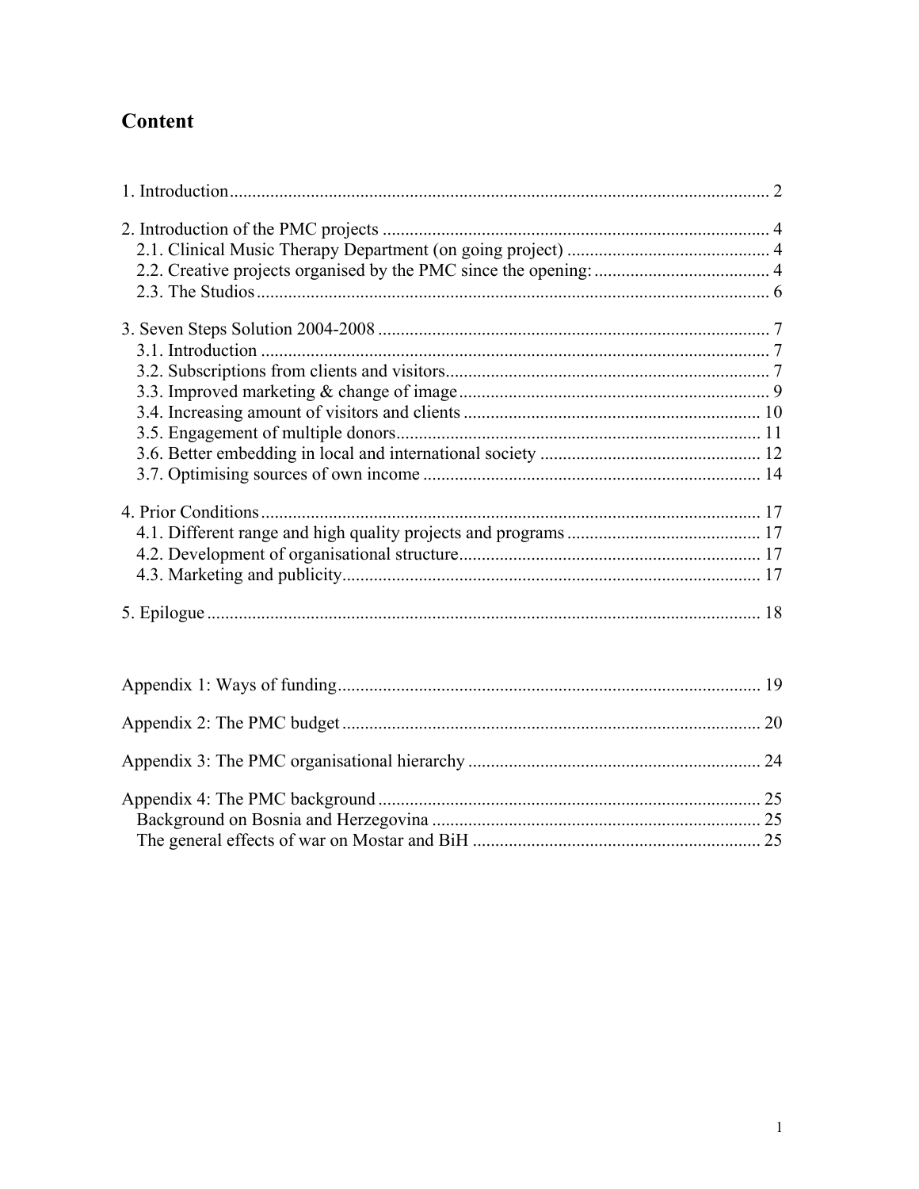# Content

1. Introduction ..... 2

2. Introduction of the PMC projects ..... 4
   2.1. Clinical Music Therapy Department (on going project) ..... 4
   2.2. Creative projects organised by the PMC since the opening: ..... 4
   2.3. The Studios ..... 6

3. Seven Steps Solution 2004-2008 ..... 7
   3.1. Introduction ..... 7
   3.2. Subscriptions from clients and visitors ..... 7
   3.3. Improved marketing & change of image ..... 9
   3.4. Increasing amount of visitors and clients ..... 10
   3.5. Engagement of multiple donors ..... 11
   3.6. Better embedding in local and international society ..... 12
   3.7. Optimising sources of own income ..... 14

4. Prior Conditions ..... 17
   4.1. Different range and high quality projects and programs ..... 17
   4.2. Development of organisational structure ..... 17
   4.3. Marketing and publicity ..... 17

5. Epilogue ..... 18

Appendix 1: Ways of funding ..... 19

Appendix 2: The PMC budget ..... 20

Appendix 3: The PMC organisational hierarchy ..... 24

Appendix 4: The PMC background ..... 25
   Background on Bosnia and Herzegovina ..... 25
   The general effects of war on Mostar and BiH ..... 25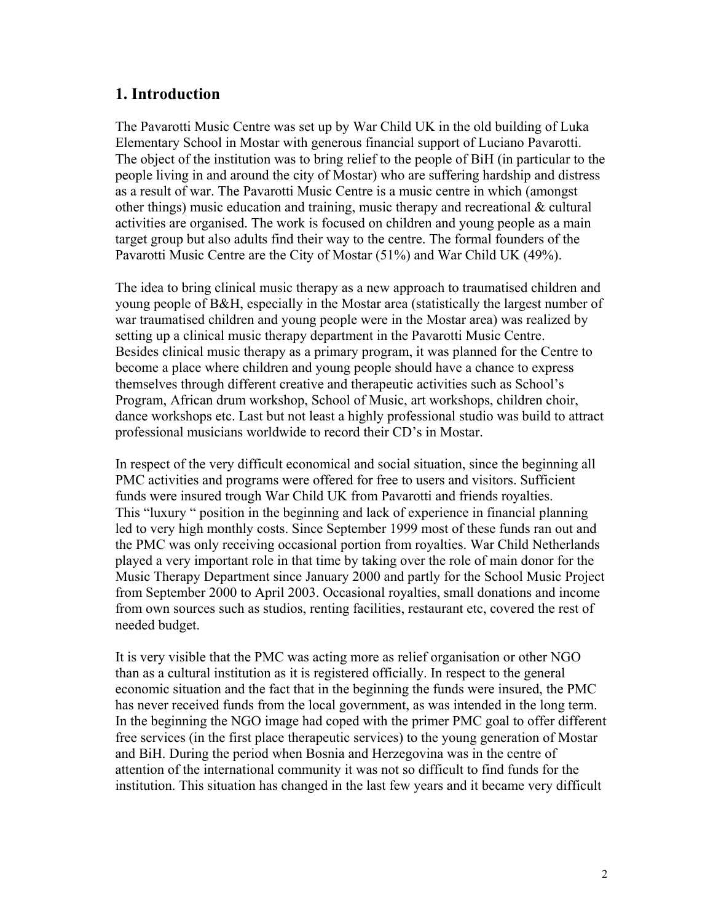## 1. Introduction

The Pavarotti Music Centre was set up by War Child UK in the old building of Luka Elementary School in Mostar with generous financial support of Luciano Pavarotti. The object of the institution was to bring relief to the people of BiH (in particular to the people living in and around the city of Mostar) who are suffering hardship and distress as a result of war. The Pavarotti Music Centre is a music centre in which (amongst other things) music education and training, music therapy and recreational & cultural activities are organised. The work is focused on children and young people as a main target group but also adults find their way to the centre. The formal founders of the Pavarotti Music Centre are the City of Mostar (51%) and War Child UK (49%).

The idea to bring clinical music therapy as a new approach to traumatised children and young people of B&H, especially in the Mostar area (statistically the largest number of war traumatised children and young people were in the Mostar area) was realized by setting up a clinical music therapy department in the Pavarotti Music Centre. Besides clinical music therapy as a primary program, it was planned for the Centre to become a place where children and young people should have a chance to express themselves through different creative and therapeutic activities such as School's Program, African drum workshop, School of Music, art workshops, children choir, dance workshops etc. Last but not least a highly professional studio was build to attract professional musicians worldwide to record their CD's in Mostar.

In respect of the very difficult economical and social situation, since the beginning all PMC activities and programs were offered for free to users and visitors. Sufficient funds were insured trough War Child UK from Pavarotti and friends royalties. This "luxury " position in the beginning and lack of experience in financial planning led to very high monthly costs. Since September 1999 most of these funds ran out and the PMC was only receiving occasional portion from royalties. War Child Netherlands played a very important role in that time by taking over the role of main donor for the Music Therapy Department since January 2000 and partly for the School Music Project from September 2000 to April 2003. Occasional royalties, small donations and income from own sources such as studios, renting facilities, restaurant etc, covered the rest of needed budget.

It is very visible that the PMC was acting more as relief organisation or other NGO than as a cultural institution as it is registered officially. In respect to the general economic situation and the fact that in the beginning the funds were insured, the PMC has never received funds from the local government, as was intended in the long term. In the beginning the NGO image had coped with the primer PMC goal to offer different free services (in the first place therapeutic services) to the young generation of Mostar and BiH. During the period when Bosnia and Herzegovina was in the centre of attention of the international community it was not so difficult to find funds for the institution. This situation has changed in the last few years and it became very difficult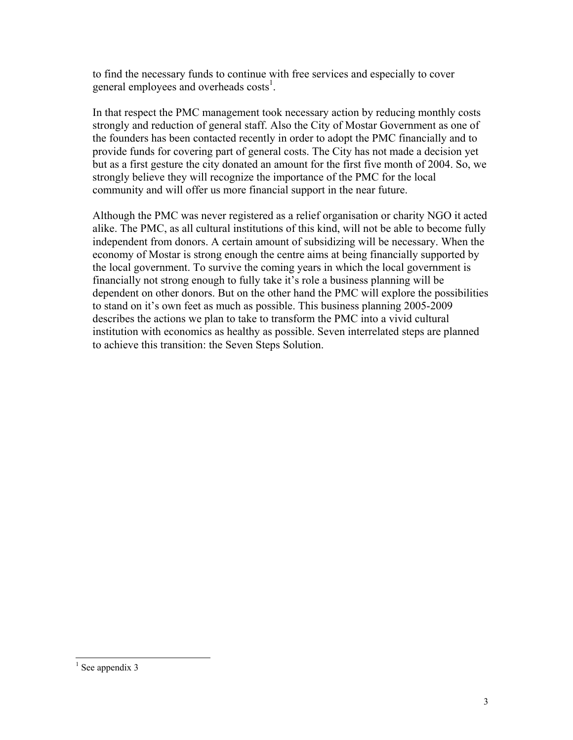to find the necessary funds to continue with free services and especially to cover general employees and overheads costs[1].

In that respect the PMC management took necessary action by reducing monthly costs strongly and reduction of general staff. Also the City of Mostar Government as one of the founders has been contacted recently in order to adopt the PMC financially and to provide funds for covering part of general costs. The City has not made a decision yet but as a first gesture the city donated an amount for the first five month of 2004. So, we strongly believe they will recognize the importance of the PMC for the local community and will offer us more financial support in the near future.

Although the PMC was never registered as a relief organisation or charity NGO it acted alike. The PMC, as all cultural institutions of this kind, will not be able to become fully independent from donors. A certain amount of subsidizing will be necessary. When the economy of Mostar is strong enough the centre aims at being financially supported by the local government. To survive the coming years in which the local government is financially not strong enough to fully take it's role a business planning will be dependent on other donors. But on the other hand the PMC will explore the possibilities to stand on it's own feet as much as possible. This business planning 2005-2009 describes the actions we plan to take to transform the PMC into a vivid cultural institution with economics as healthy as possible. Seven interrelated steps are planned to achieve this transition: the Seven Steps Solution.

---

[1] See appendix 3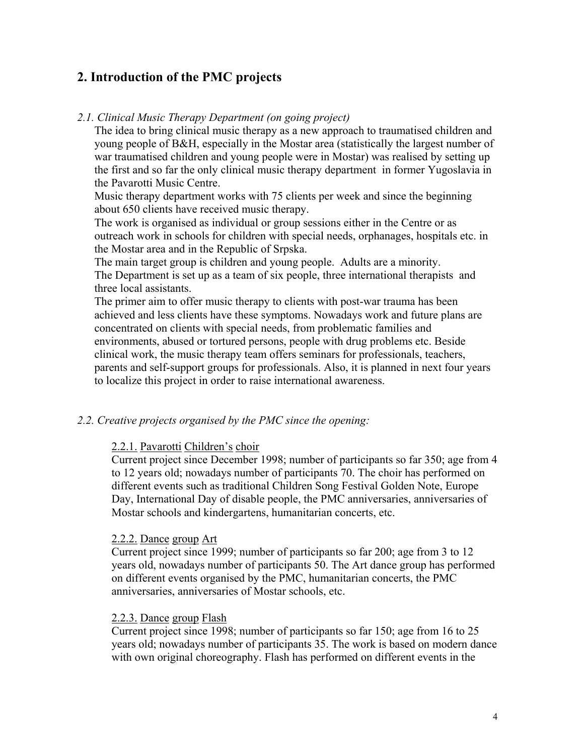## 2. Introduction of the PMC projects

*2.1. Clinical Music Therapy Department (on going project)*

The idea to bring clinical music therapy as a new approach to traumatised children and young people of B&H, especially in the Mostar area (statistically the largest number of war traumatised children and young people were in Mostar) was realised by setting up the first and so far the only clinical music therapy department in former Yugoslavia in the Pavarotti Music Centre.

Music therapy department works with 75 clients per week and since the beginning about 650 clients have received music therapy.

The work is organised as individual or group sessions either in the Centre or as outreach work in schools for children with special needs, orphanages, hospitals etc. in the Mostar area and in the Republic of Srpska.

The main target group is children and young people. Adults are a minority.

The Department is set up as a team of six people, three international therapists and three local assistants.

The primer aim to offer music therapy to clients with post-war trauma has been achieved and less clients have these symptoms. Nowadays work and future plans are concentrated on clients with special needs, from problematic families and environments, abused or tortured persons, people with drug problems etc. Beside clinical work, the music therapy team offers seminars for professionals, teachers, parents and self-support groups for professionals. Also, it is planned in next four years to localize this project in order to raise international awareness.

*2.2. Creative projects organised by the PMC since the opening:*

2.2.1. Pavarotti Children's choir

Current project since December 1998; number of participants so far 350; age from 4 to 12 years old; nowadays number of participants 70. The choir has performed on different events such as traditional Children Song Festival Golden Note, Europe Day, International Day of disable people, the PMC anniversaries, anniversaries of Mostar schools and kindergartens, humanitarian concerts, etc.

2.2.2. Dance group Art

Current project since 1999; number of participants so far 200; age from 3 to 12 years old, nowadays number of participants 50. The Art dance group has performed on different events organised by the PMC, humanitarian concerts, the PMC anniversaries, anniversaries of Mostar schools, etc.

2.2.3. Dance group Flash

Current project since 1998; number of participants so far 150; age from 16 to 25 years old; nowadays number of participants 35. The work is based on modern dance with own original choreography. Flash has performed on different events in the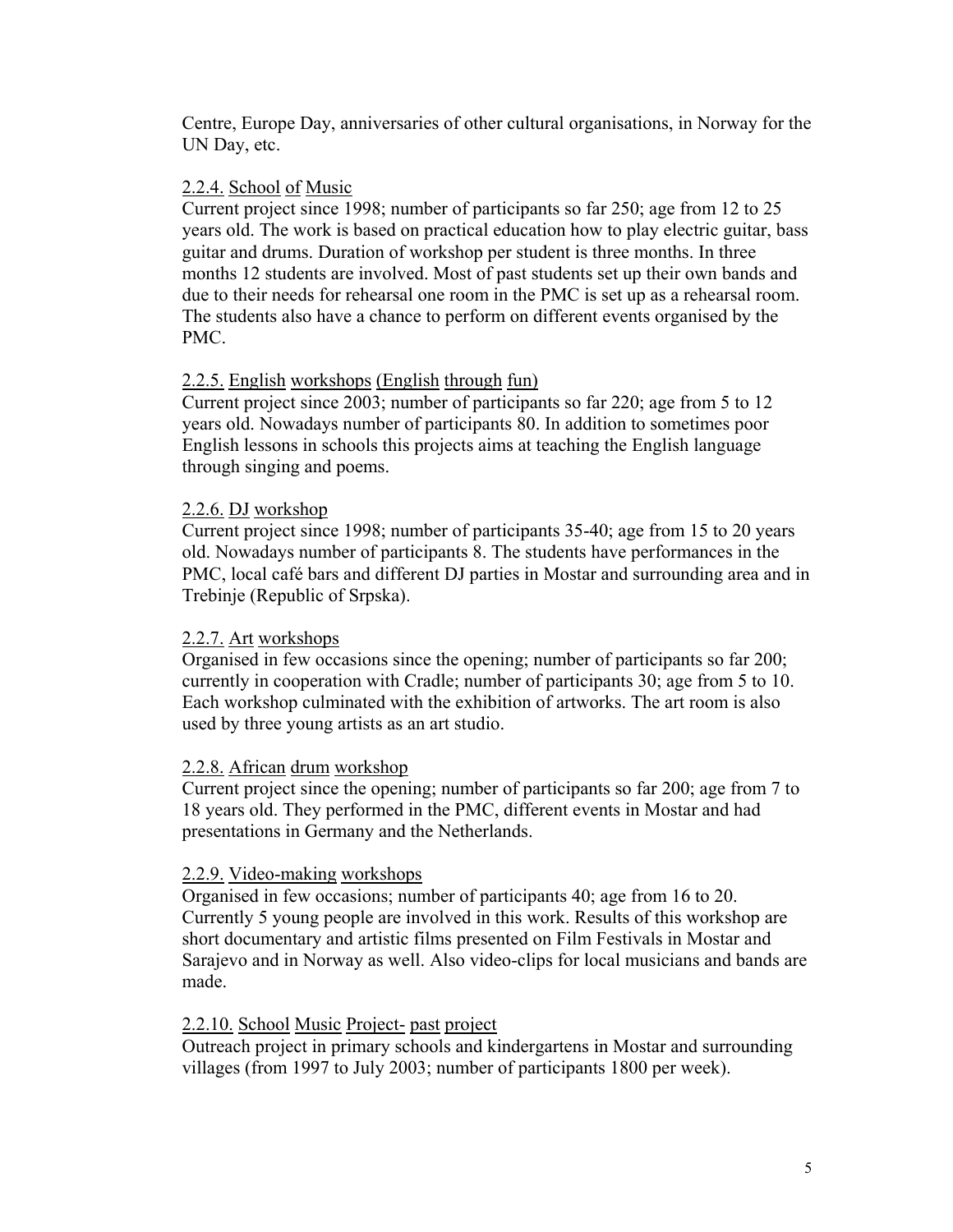Centre, Europe Day, anniversaries of other cultural organisations, in Norway for the UN Day, etc.

### 2.2.4. School of Music

Current project since 1998; number of participants so far 250; age from 12 to 25 years old. The work is based on practical education how to play electric guitar, bass guitar and drums. Duration of workshop per student is three months. In three months 12 students are involved. Most of past students set up their own bands and due to their needs for rehearsal one room in the PMC is set up as a rehearsal room. The students also have a chance to perform on different events organised by the PMC.

### 2.2.5. English workshops (English through fun)

Current project since 2003; number of participants so far 220; age from 5 to 12 years old. Nowadays number of participants 80. In addition to sometimes poor English lessons in schools this projects aims at teaching the English language through singing and poems.

### 2.2.6. DJ workshop

Current project since 1998; number of participants 35-40; age from 15 to 20 years old. Nowadays number of participants 8. The students have performances in the PMC, local café bars and different DJ parties in Mostar and surrounding area and in Trebinje (Republic of Srpska).

### 2.2.7. Art workshops

Organised in few occasions since the opening; number of participants so far 200; currently in cooperation with Cradle; number of participants 30; age from 5 to 10. Each workshop culminated with the exhibition of artworks. The art room is also used by three young artists as an art studio.

### 2.2.8. African drum workshop

Current project since the opening; number of participants so far 200; age from 7 to 18 years old. They performed in the PMC, different events in Mostar and had presentations in Germany and the Netherlands.

### 2.2.9. Video-making workshops

Organised in few occasions; number of participants 40; age from 16 to 20. Currently 5 young people are involved in this work. Results of this workshop are short documentary and artistic films presented on Film Festivals in Mostar and Sarajevo and in Norway as well. Also video-clips for local musicians and bands are made.

### 2.2.10. School Music Project- past project

Outreach project in primary schools and kindergartens in Mostar and surrounding villages (from 1997 to July 2003; number of participants 1800 per week).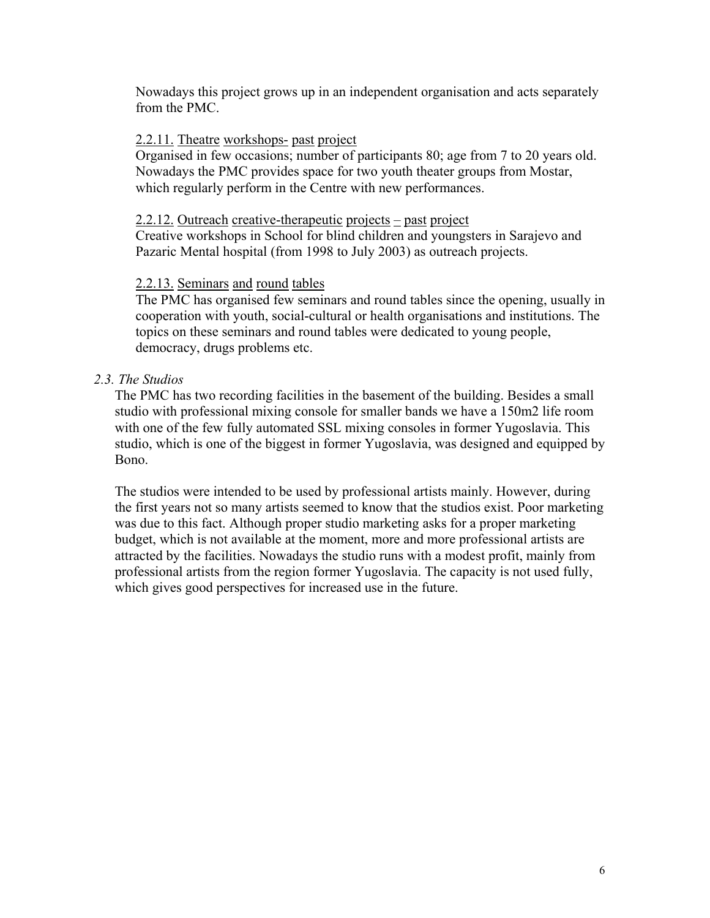Nowadays this project grows up in an independent organisation and acts separately from the PMC.

#### 2.2.11. Theatre workshops- past project

Organised in few occasions; number of participants 80; age from 7 to 20 years old. Nowadays the PMC provides space for two youth theater groups from Mostar, which regularly perform in the Centre with new performances.

#### 2.2.12. Outreach creative-therapeutic projects – past project

Creative workshops in School for blind children and youngsters in Sarajevo and Pazaric Mental hospital (from 1998 to July 2003) as outreach projects.

#### 2.2.13. Seminars and round tables

The PMC has organised few seminars and round tables since the opening, usually in cooperation with youth, social-cultural or health organisations and institutions. The topics on these seminars and round tables were dedicated to young people, democracy, drugs problems etc.

### *2.3. The Studios*

The PMC has two recording facilities in the basement of the building. Besides a small studio with professional mixing console for smaller bands we have a 150m2 life room with one of the few fully automated SSL mixing consoles in former Yugoslavia. This studio, which is one of the biggest in former Yugoslavia, was designed and equipped by Bono.

The studios were intended to be used by professional artists mainly. However, during the first years not so many artists seemed to know that the studios exist. Poor marketing was due to this fact. Although proper studio marketing asks for a proper marketing budget, which is not available at the moment, more and more professional artists are attracted by the facilities. Nowadays the studio runs with a modest profit, mainly from professional artists from the region former Yugoslavia. The capacity is not used fully, which gives good perspectives for increased use in the future.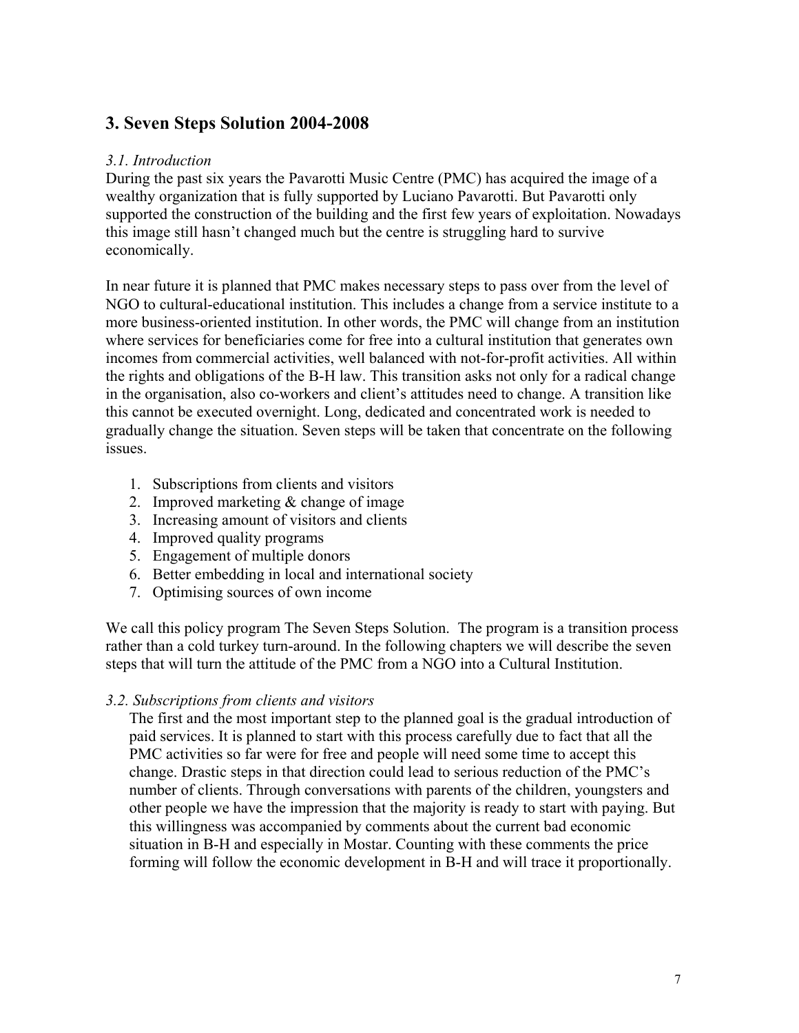## 3. Seven Steps Solution 2004-2008

### *3.1. Introduction*

During the past six years the Pavarotti Music Centre (PMC) has acquired the image of a wealthy organization that is fully supported by Luciano Pavarotti. But Pavarotti only supported the construction of the building and the first few years of exploitation. Nowadays this image still hasn't changed much but the centre is struggling hard to survive economically.

In near future it is planned that PMC makes necessary steps to pass over from the level of NGO to cultural-educational institution. This includes a change from a service institute to a more business-oriented institution. In other words, the PMC will change from an institution where services for beneficiaries come for free into a cultural institution that generates own incomes from commercial activities, well balanced with not-for-profit activities. All within the rights and obligations of the B-H law. This transition asks not only for a radical change in the organisation, also co-workers and client's attitudes need to change. A transition like this cannot be executed overnight. Long, dedicated and concentrated work is needed to gradually change the situation. Seven steps will be taken that concentrate on the following issues.

1. Subscriptions from clients and visitors
2. Improved marketing & change of image
3. Increasing amount of visitors and clients
4. Improved quality programs
5. Engagement of multiple donors
6. Better embedding in local and international society
7. Optimising sources of own income

We call this policy program The Seven Steps Solution. The program is a transition process rather than a cold turkey turn-around. In the following chapters we will describe the seven steps that will turn the attitude of the PMC from a NGO into a Cultural Institution.

### *3.2. Subscriptions from clients and visitors*

The first and the most important step to the planned goal is the gradual introduction of paid services. It is planned to start with this process carefully due to fact that all the PMC activities so far were for free and people will need some time to accept this change. Drastic steps in that direction could lead to serious reduction of the PMC's number of clients. Through conversations with parents of the children, youngsters and other people we have the impression that the majority is ready to start with paying. But this willingness was accompanied by comments about the current bad economic situation in B-H and especially in Mostar. Counting with these comments the price forming will follow the economic development in B-H and will trace it proportionally.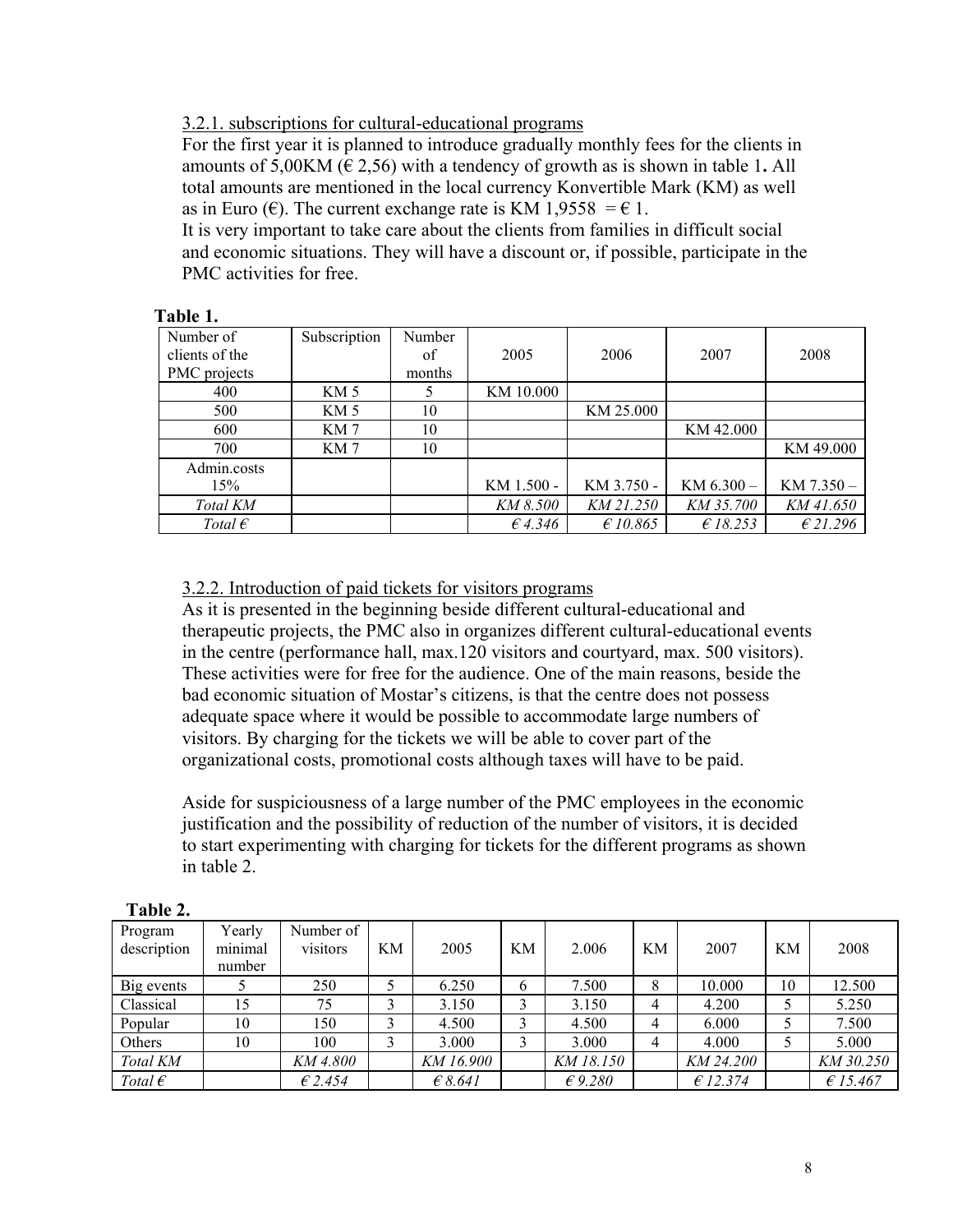3.2.1. subscriptions for cultural-educational programs

For the first year it is planned to introduce gradually monthly fees for the clients in amounts of 5,00KM (€ 2,56) with a tendency of growth as is shown in table 1**.** All total amounts are mentioned in the local currency Konvertible Mark (KM) as well as in Euro (€). The current exchange rate is KM 1,9558 = € 1.

It is very important to take care about the clients from families in difficult social and economic situations. They will have a discount or, if possible, participate in the PMC activities for free.

**Table 1.**

| Number of clients of the PMC projects | Subscription | Number of months | 2005 | 2006 | 2007 | 2008 |
|---|---|---|---|---|---|---|
| 400 | KM 5 | 5 | KM 10.000 | | | |
| 500 | KM 5 | 10 | | KM 25.000 | | |
| 600 | KM 7 | 10 | | | KM 42.000 | |
| 700 | KM 7 | 10 | | | | KM 49.000 |
| Admin.costs 15% | | | KM 1.500 - | KM 3.750 - | KM 6.300 – | KM 7.350 – |
| *Total KM* | | | *KM 8.500* | *KM 21.250* | *KM 35.700* | *KM 41.650* |
| *Total €* | | | *€ 4.346* | *€ 10.865* | *€ 18.253* | *€ 21.296* |

3.2.2. Introduction of paid tickets for visitors programs

As it is presented in the beginning beside different cultural-educational and therapeutic projects, the PMC also in organizes different cultural-educational events in the centre (performance hall, max.120 visitors and courtyard, max. 500 visitors). These activities were for free for the audience. One of the main reasons, beside the bad economic situation of Mostar's citizens, is that the centre does not possess adequate space where it would be possible to accommodate large numbers of visitors. By charging for the tickets we will be able to cover part of the organizational costs, promotional costs although taxes will have to be paid.

Aside for suspiciousness of a large number of the PMC employees in the economic justification and the possibility of reduction of the number of visitors, it is decided to start experimenting with charging for tickets for the different programs as shown in table 2.

**Table 2.**

| Program description | Yearly minimal number | Number of visitors | KM | 2005 | KM | 2.006 | KM | 2007 | KM | 2008 |
|---|---|---|---|---|---|---|---|---|---|---|
| Big events | 5 | 250 | 5 | 6.250 | 6 | 7.500 | 8 | 10.000 | 10 | 12.500 |
| Classical | 15 | 75 | 3 | 3.150 | 3 | 3.150 | 4 | 4.200 | 5 | 5.250 |
| Popular | 10 | 150 | 3 | 4.500 | 3 | 4.500 | 4 | 6.000 | 5 | 7.500 |
| Others | 10 | 100 | 3 | 3.000 | 3 | 3.000 | 4 | 4.000 | 5 | 5.000 |
| *Total KM* | | *KM 4.800* | | *KM 16.900* | | *KM 18.150* | | *KM 24.200* | | *KM 30.250* |
| *Total €* | | *€ 2.454* | | *€ 8.641* | | *€ 9.280* | | *€ 12.374* | | *€ 15.467* |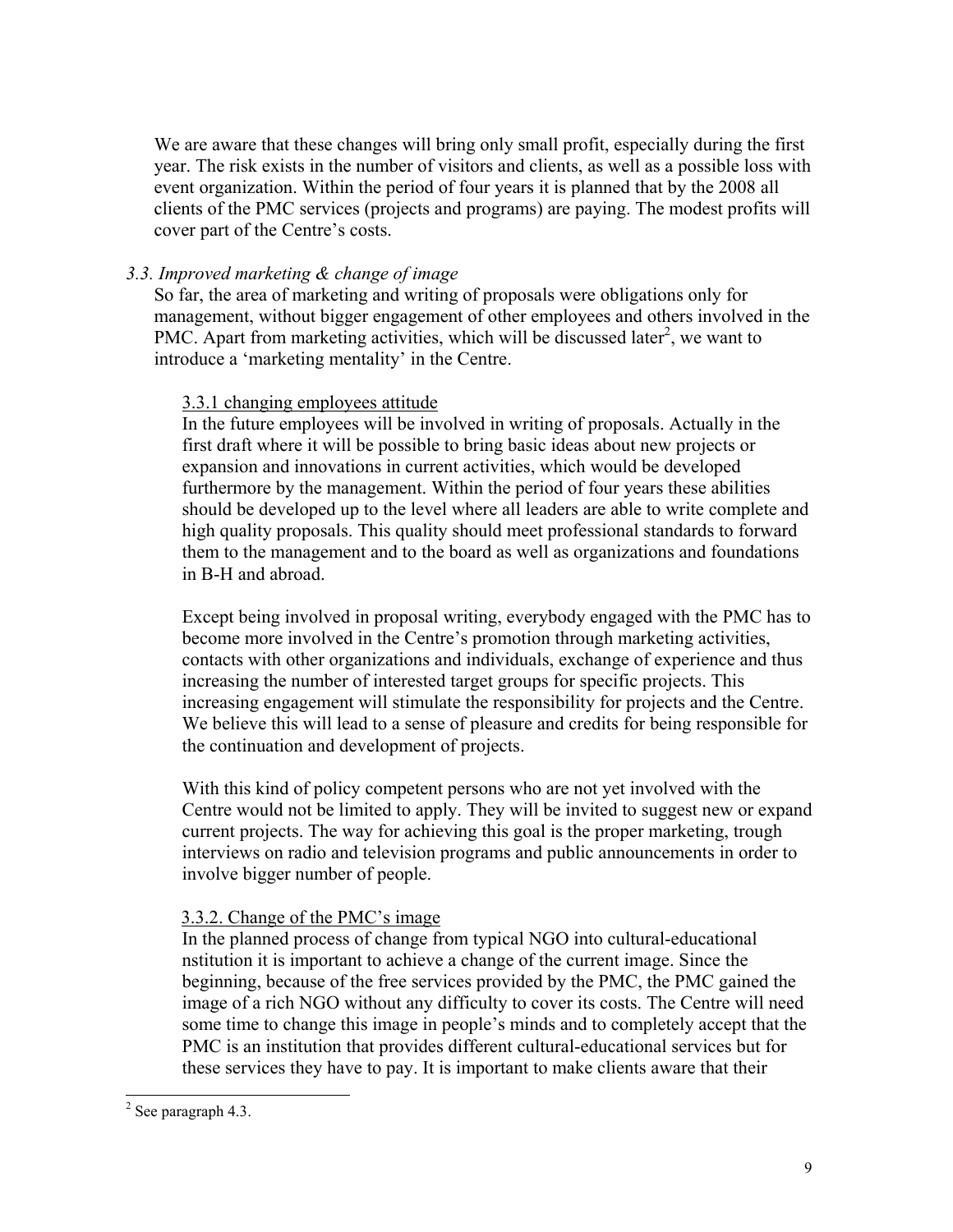We are aware that these changes will bring only small profit, especially during the first year. The risk exists in the number of visitors and clients, as well as a possible loss with event organization. Within the period of four years it is planned that by the 2008 all clients of the PMC services (projects and programs) are paying. The modest profits will cover part of the Centre's costs.

### *3.3. Improved marketing & change of image*

So far, the area of marketing and writing of proposals were obligations only for management, without bigger engagement of other employees and others involved in the PMC. Apart from marketing activities, which will be discussed later[2], we want to introduce a 'marketing mentality' in the Centre.

#### 3.3.1 changing employees attitude

In the future employees will be involved in writing of proposals. Actually in the first draft where it will be possible to bring basic ideas about new projects or expansion and innovations in current activities, which would be developed furthermore by the management. Within the period of four years these abilities should be developed up to the level where all leaders are able to write complete and high quality proposals. This quality should meet professional standards to forward them to the management and to the board as well as organizations and foundations in B-H and abroad.

Except being involved in proposal writing, everybody engaged with the PMC has to become more involved in the Centre's promotion through marketing activities, contacts with other organizations and individuals, exchange of experience and thus increasing the number of interested target groups for specific projects. This increasing engagement will stimulate the responsibility for projects and the Centre. We believe this will lead to a sense of pleasure and credits for being responsible for the continuation and development of projects.

With this kind of policy competent persons who are not yet involved with the Centre would not be limited to apply. They will be invited to suggest new or expand current projects. The way for achieving this goal is the proper marketing, trough interviews on radio and television programs and public announcements in order to involve bigger number of people.

#### 3.3.2. Change of the PMC's image

In the planned process of change from typical NGO into cultural-educational nstitution it is important to achieve a change of the current image. Since the beginning, because of the free services provided by the PMC, the PMC gained the image of a rich NGO without any difficulty to cover its costs. The Centre will need some time to change this image in people's minds and to completely accept that the PMC is an institution that provides different cultural-educational services but for these services they have to pay. It is important to make clients aware that their

---

[2] See paragraph 4.3.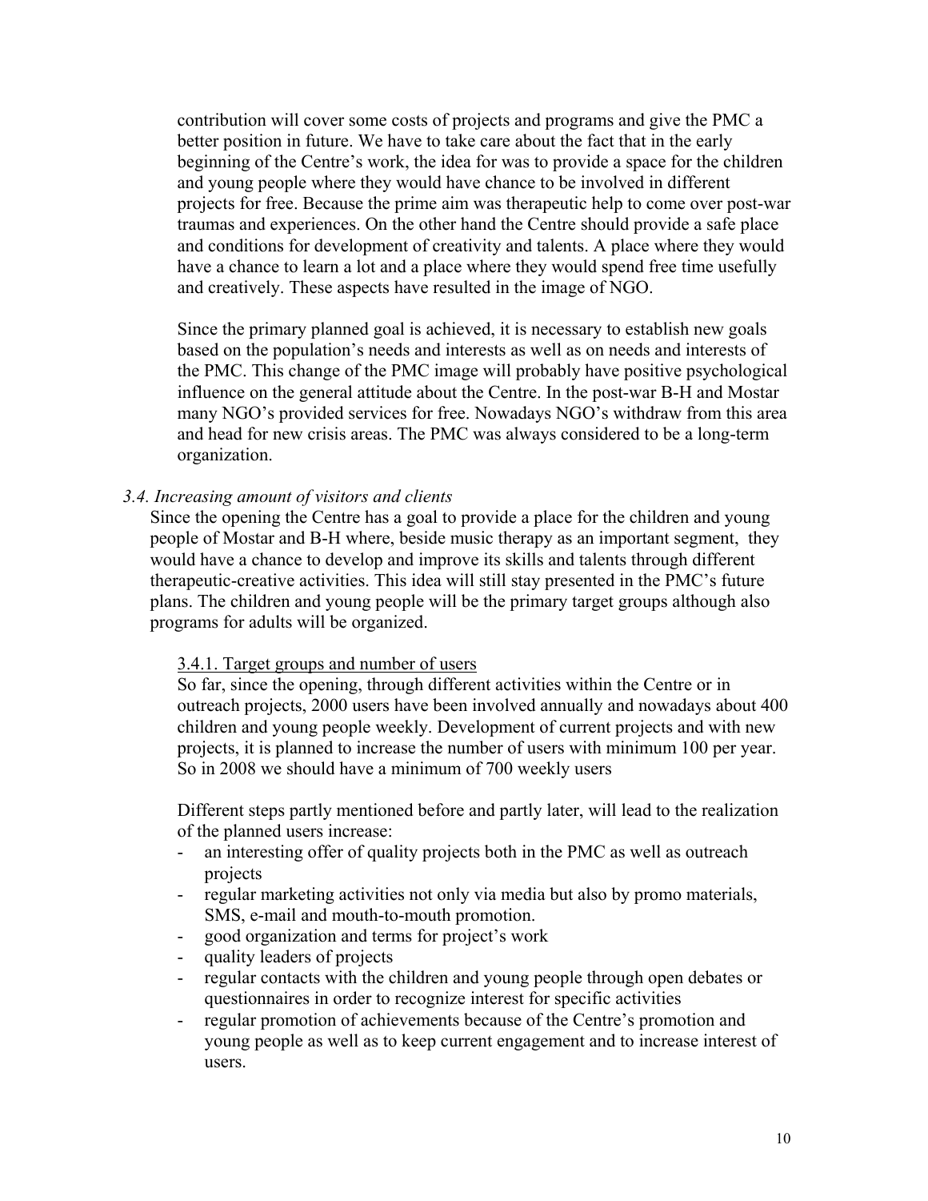contribution will cover some costs of projects and programs and give the PMC a better position in future. We have to take care about the fact that in the early beginning of the Centre's work, the idea for was to provide a space for the children and young people where they would have chance to be involved in different projects for free. Because the prime aim was therapeutic help to come over post-war traumas and experiences. On the other hand the Centre should provide a safe place and conditions for development of creativity and talents. A place where they would have a chance to learn a lot and a place where they would spend free time usefully and creatively. These aspects have resulted in the image of NGO.

Since the primary planned goal is achieved, it is necessary to establish new goals based on the population's needs and interests as well as on needs and interests of the PMC. This change of the PMC image will probably have positive psychological influence on the general attitude about the Centre. In the post-war B-H and Mostar many NGO's provided services for free. Nowadays NGO's withdraw from this area and head for new crisis areas. The PMC was always considered to be a long-term organization.

### *3.4. Increasing amount of visitors and clients*

Since the opening the Centre has a goal to provide a place for the children and young people of Mostar and B-H where, beside music therapy as an important segment, they would have a chance to develop and improve its skills and talents through different therapeutic-creative activities. This idea will still stay presented in the PMC's future plans. The children and young people will be the primary target groups although also programs for adults will be organized.

#### 3.4.1. Target groups and number of users

So far, since the opening, through different activities within the Centre or in outreach projects, 2000 users have been involved annually and nowadays about 400 children and young people weekly. Development of current projects and with new projects, it is planned to increase the number of users with minimum 100 per year. So in 2008 we should have a minimum of 700 weekly users

Different steps partly mentioned before and partly later, will lead to the realization of the planned users increase:

- an interesting offer of quality projects both in the PMC as well as outreach projects
- regular marketing activities not only via media but also by promo materials, SMS, e-mail and mouth-to-mouth promotion.
- good organization and terms for project's work
- quality leaders of projects
- regular contacts with the children and young people through open debates or questionnaires in order to recognize interest for specific activities
- regular promotion of achievements because of the Centre's promotion and young people as well as to keep current engagement and to increase interest of users.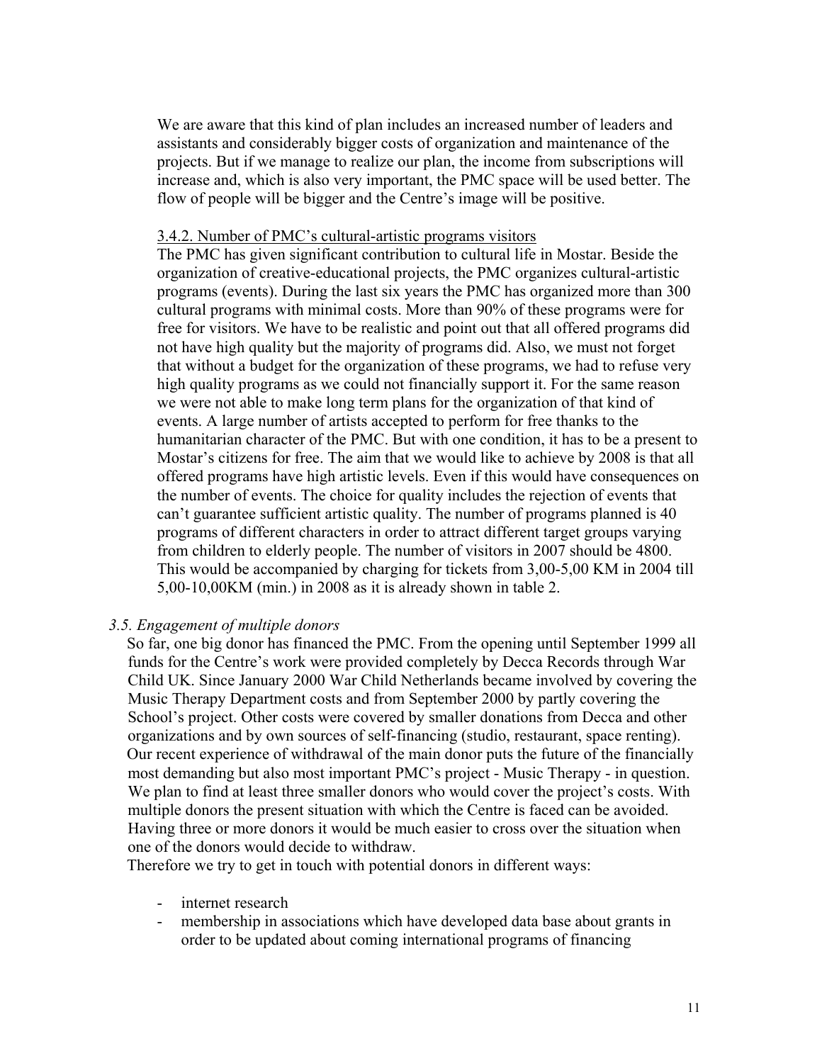We are aware that this kind of plan includes an increased number of leaders and assistants and considerably bigger costs of organization and maintenance of the projects. But if we manage to realize our plan, the income from subscriptions will increase and, which is also very important, the PMC space will be used better. The flow of people will be bigger and the Centre's image will be positive.

3.4.2. Number of PMC's cultural-artistic programs visitors

The PMC has given significant contribution to cultural life in Mostar. Beside the organization of creative-educational projects, the PMC organizes cultural-artistic programs (events). During the last six years the PMC has organized more than 300 cultural programs with minimal costs. More than 90% of these programs were for free for visitors. We have to be realistic and point out that all offered programs did not have high quality but the majority of programs did. Also, we must not forget that without a budget for the organization of these programs, we had to refuse very high quality programs as we could not financially support it. For the same reason we were not able to make long term plans for the organization of that kind of events. A large number of artists accepted to perform for free thanks to the humanitarian character of the PMC. But with one condition, it has to be a present to Mostar's citizens for free. The aim that we would like to achieve by 2008 is that all offered programs have high artistic levels. Even if this would have consequences on the number of events. The choice for quality includes the rejection of events that can't guarantee sufficient artistic quality. The number of programs planned is 40 programs of different characters in order to attract different target groups varying from children to elderly people. The number of visitors in 2007 should be 4800. This would be accompanied by charging for tickets from 3,00-5,00 KM in 2004 till 5,00-10,00KM (min.) in 2008 as it is already shown in table 2.

### *3.5. Engagement of multiple donors*

So far, one big donor has financed the PMC. From the opening until September 1999 all funds for the Centre's work were provided completely by Decca Records through War Child UK. Since January 2000 War Child Netherlands became involved by covering the Music Therapy Department costs and from September 2000 by partly covering the School's project. Other costs were covered by smaller donations from Decca and other organizations and by own sources of self-financing (studio, restaurant, space renting). Our recent experience of withdrawal of the main donor puts the future of the financially most demanding but also most important PMC's project - Music Therapy - in question. We plan to find at least three smaller donors who would cover the project's costs. With multiple donors the present situation with which the Centre is faced can be avoided. Having three or more donors it would be much easier to cross over the situation when one of the donors would decide to withdraw.

Therefore we try to get in touch with potential donors in different ways:

- internet research
- membership in associations which have developed data base about grants in order to be updated about coming international programs of financing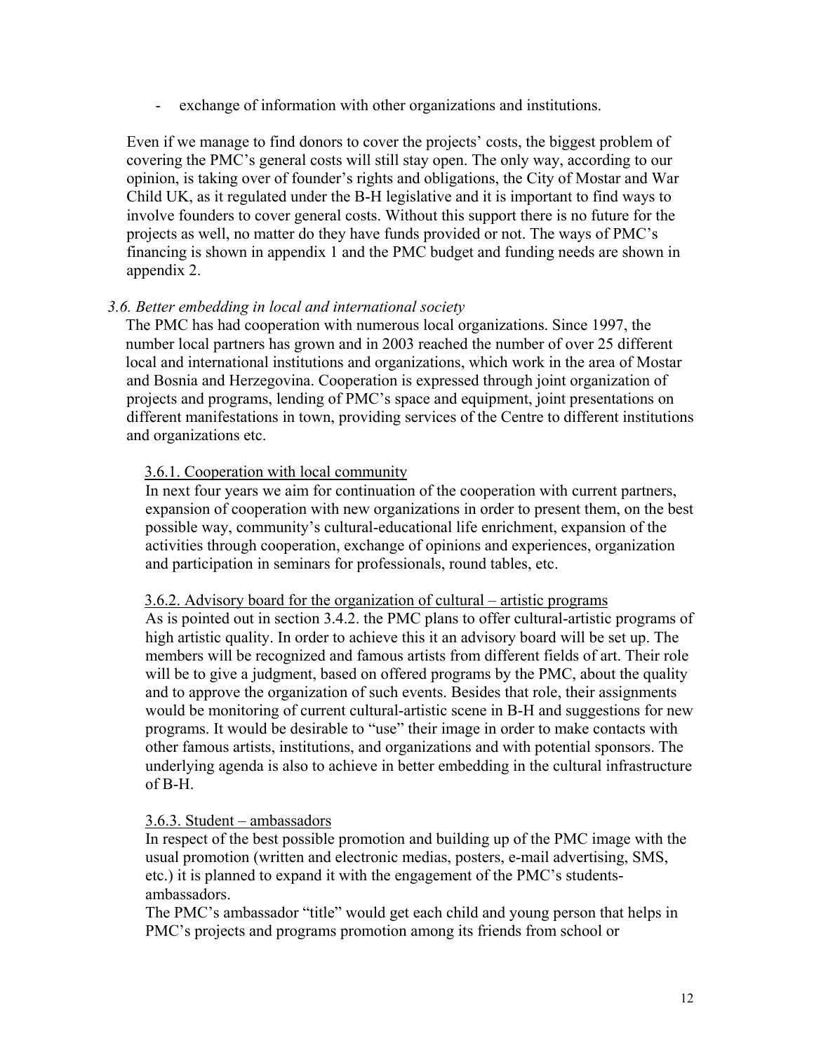- exchange of information with other organizations and institutions.

Even if we manage to find donors to cover the projects' costs, the biggest problem of covering the PMC's general costs will still stay open. The only way, according to our opinion, is taking over of founder's rights and obligations, the City of Mostar and War Child UK, as it regulated under the B-H legislative and it is important to find ways to involve founders to cover general costs. Without this support there is no future for the projects as well, no matter do they have funds provided or not. The ways of PMC's financing is shown in appendix 1 and the PMC budget and funding needs are shown in appendix 2.

### *3.6. Better embedding in local and international society*

The PMC has had cooperation with numerous local organizations. Since 1997, the number local partners has grown and in 2003 reached the number of over 25 different local and international institutions and organizations, which work in the area of Mostar and Bosnia and Herzegovina. Cooperation is expressed through joint organization of projects and programs, lending of PMC's space and equipment, joint presentations on different manifestations in town, providing services of the Centre to different institutions and organizations etc.

#### 3.6.1. Cooperation with local community

In next four years we aim for continuation of the cooperation with current partners, expansion of cooperation with new organizations in order to present them, on the best possible way, community's cultural-educational life enrichment, expansion of the activities through cooperation, exchange of opinions and experiences, organization and participation in seminars for professionals, round tables, etc.

#### 3.6.2. Advisory board for the organization of cultural – artistic programs

As is pointed out in section 3.4.2. the PMC plans to offer cultural-artistic programs of high artistic quality. In order to achieve this it an advisory board will be set up. The members will be recognized and famous artists from different fields of art. Their role will be to give a judgment, based on offered programs by the PMC, about the quality and to approve the organization of such events. Besides that role, their assignments would be monitoring of current cultural-artistic scene in B-H and suggestions for new programs. It would be desirable to "use" their image in order to make contacts with other famous artists, institutions, and organizations and with potential sponsors. The underlying agenda is also to achieve in better embedding in the cultural infrastructure of B-H.

#### 3.6.3. Student – ambassadors

In respect of the best possible promotion and building up of the PMC image with the usual promotion (written and electronic medias, posters, e-mail advertising, SMS, etc.) it is planned to expand it with the engagement of the PMC's students-ambassadors.

The PMC's ambassador "title" would get each child and young person that helps in PMC's projects and programs promotion among its friends from school or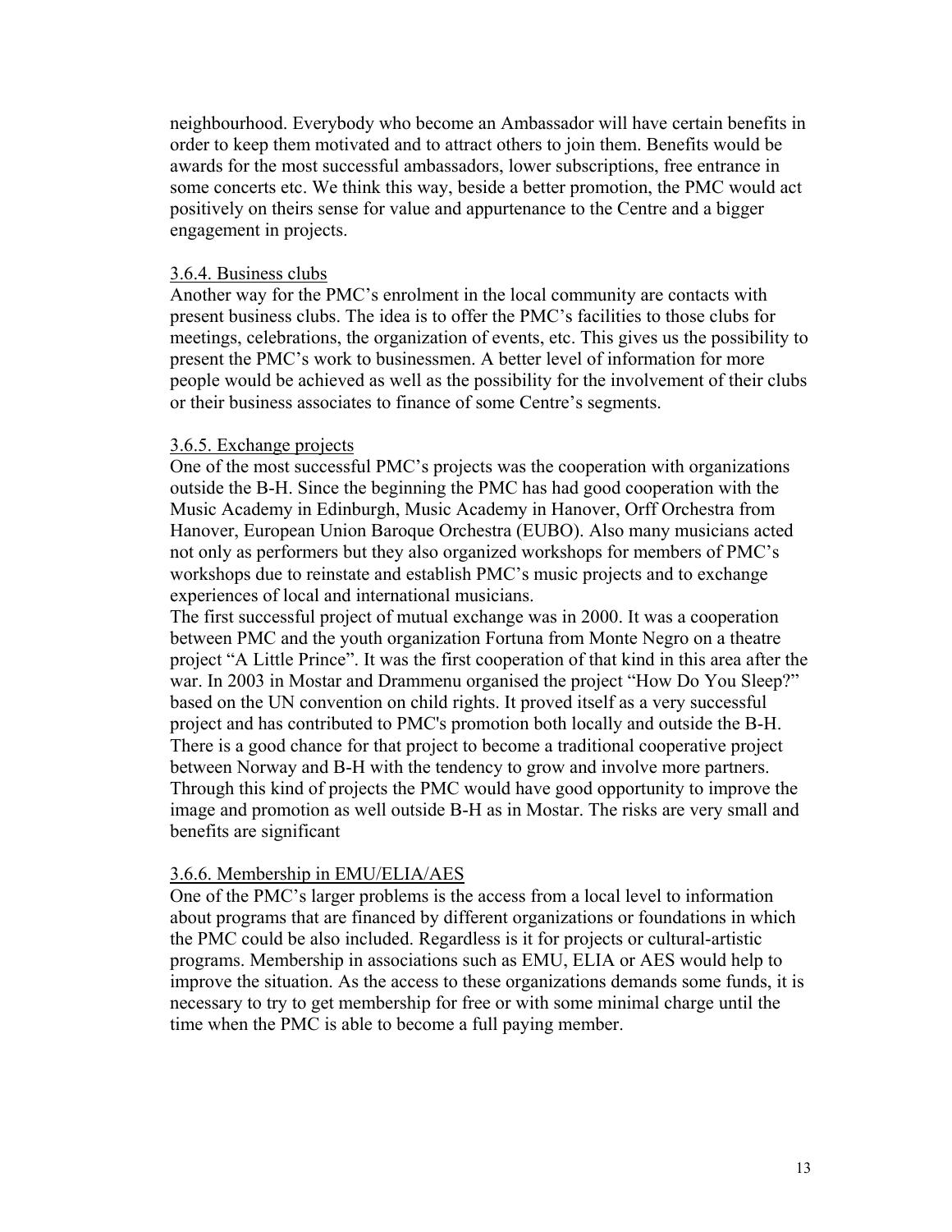neighbourhood. Everybody who become an Ambassador will have certain benefits in order to keep them motivated and to attract others to join them. Benefits would be awards for the most successful ambassadors, lower subscriptions, free entrance in some concerts etc. We think this way, beside a better promotion, the PMC would act positively on theirs sense for value and appurtenance to the Centre and a bigger engagement in projects.

#### 3.6.4. Business clubs

Another way for the PMC's enrolment in the local community are contacts with present business clubs. The idea is to offer the PMC's facilities to those clubs for meetings, celebrations, the organization of events, etc. This gives us the possibility to present the PMC's work to businessmen. A better level of information for more people would be achieved as well as the possibility for the involvement of their clubs or their business associates to finance of some Centre's segments.

#### 3.6.5. Exchange projects

One of the most successful PMC's projects was the cooperation with organizations outside the B-H. Since the beginning the PMC has had good cooperation with the Music Academy in Edinburgh, Music Academy in Hanover, Orff Orchestra from Hanover, European Union Baroque Orchestra (EUBO). Also many musicians acted not only as performers but they also organized workshops for members of PMC's workshops due to reinstate and establish PMC's music projects and to exchange experiences of local and international musicians.

The first successful project of mutual exchange was in 2000. It was a cooperation between PMC and the youth organization Fortuna from Monte Negro on a theatre project "A Little Prince". It was the first cooperation of that kind in this area after the war. In 2003 in Mostar and Drammenu organised the project "How Do You Sleep?" based on the UN convention on child rights. It proved itself as a very successful project and has contributed to PMC's promotion both locally and outside the B-H. There is a good chance for that project to become a traditional cooperative project between Norway and B-H with the tendency to grow and involve more partners. Through this kind of projects the PMC would have good opportunity to improve the image and promotion as well outside B-H as in Mostar. The risks are very small and benefits are significant

#### 3.6.6. Membership in EMU/ELIA/AES

One of the PMC's larger problems is the access from a local level to information about programs that are financed by different organizations or foundations in which the PMC could be also included. Regardless is it for projects or cultural-artistic programs. Membership in associations such as EMU, ELIA or AES would help to improve the situation. As the access to these organizations demands some funds, it is necessary to try to get membership for free or with some minimal charge until the time when the PMC is able to become a full paying member.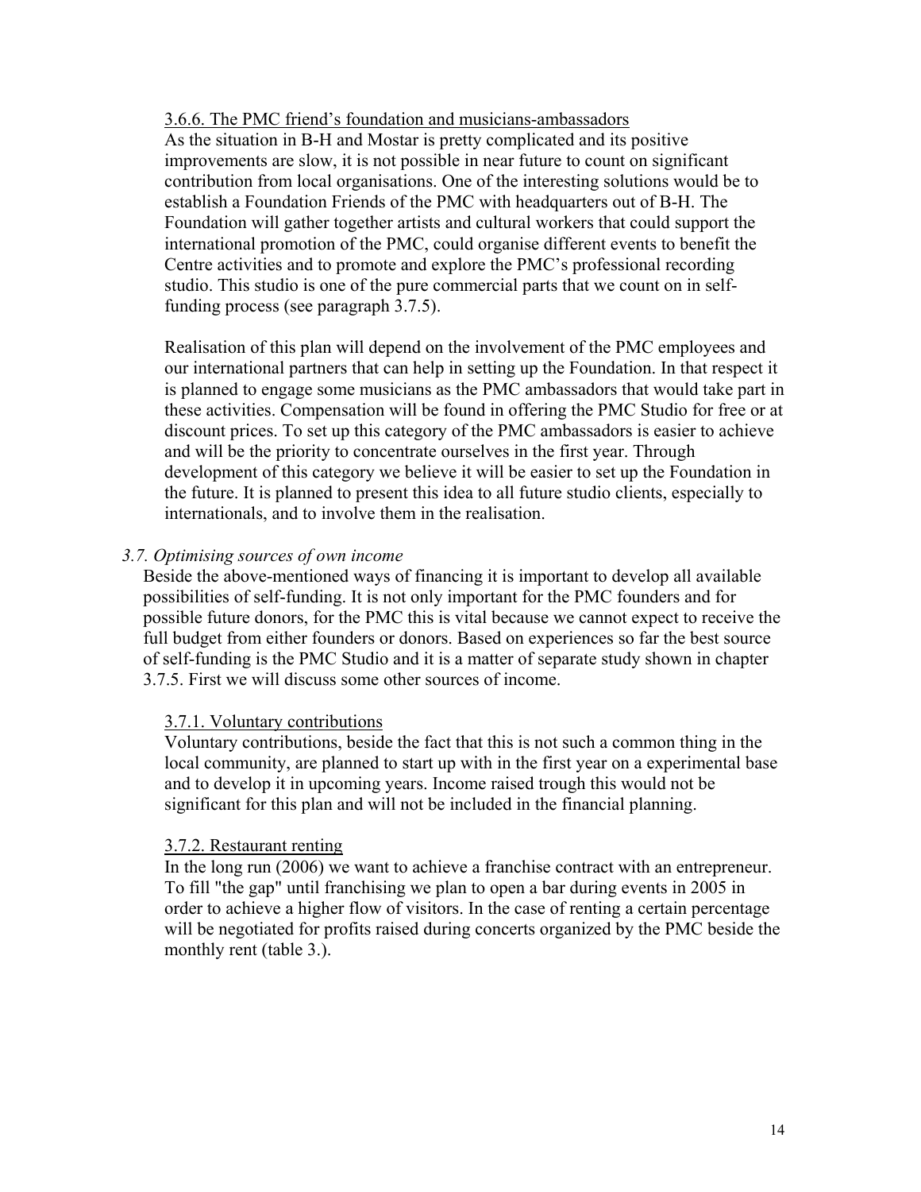#### 3.6.6. The PMC friend's foundation and musicians-ambassadors

As the situation in B-H and Mostar is pretty complicated and its positive improvements are slow, it is not possible in near future to count on significant contribution from local organisations. One of the interesting solutions would be to establish a Foundation Friends of the PMC with headquarters out of B-H. The Foundation will gather together artists and cultural workers that could support the international promotion of the PMC, could organise different events to benefit the Centre activities and to promote and explore the PMC's professional recording studio. This studio is one of the pure commercial parts that we count on in self-funding process (see paragraph 3.7.5).

Realisation of this plan will depend on the involvement of the PMC employees and our international partners that can help in setting up the Foundation. In that respect it is planned to engage some musicians as the PMC ambassadors that would take part in these activities. Compensation will be found in offering the PMC Studio for free or at discount prices. To set up this category of the PMC ambassadors is easier to achieve and will be the priority to concentrate ourselves in the first year. Through development of this category we believe it will be easier to set up the Foundation in the future. It is planned to present this idea to all future studio clients, especially to internationals, and to involve them in the realisation.

### *3.7. Optimising sources of own income*

Beside the above-mentioned ways of financing it is important to develop all available possibilities of self-funding. It is not only important for the PMC founders and for possible future donors, for the PMC this is vital because we cannot expect to receive the full budget from either founders or donors. Based on experiences so far the best source of self-funding is the PMC Studio and it is a matter of separate study shown in chapter 3.7.5. First we will discuss some other sources of income.

#### 3.7.1. Voluntary contributions

Voluntary contributions, beside the fact that this is not such a common thing in the local community, are planned to start up with in the first year on a experimental base and to develop it in upcoming years. Income raised trough this would not be significant for this plan and will not be included in the financial planning.

#### 3.7.2. Restaurant renting

In the long run (2006) we want to achieve a franchise contract with an entrepreneur. To fill "the gap" until franchising we plan to open a bar during events in 2005 in order to achieve a higher flow of visitors. In the case of renting a certain percentage will be negotiated for profits raised during concerts organized by the PMC beside the monthly rent (table 3.).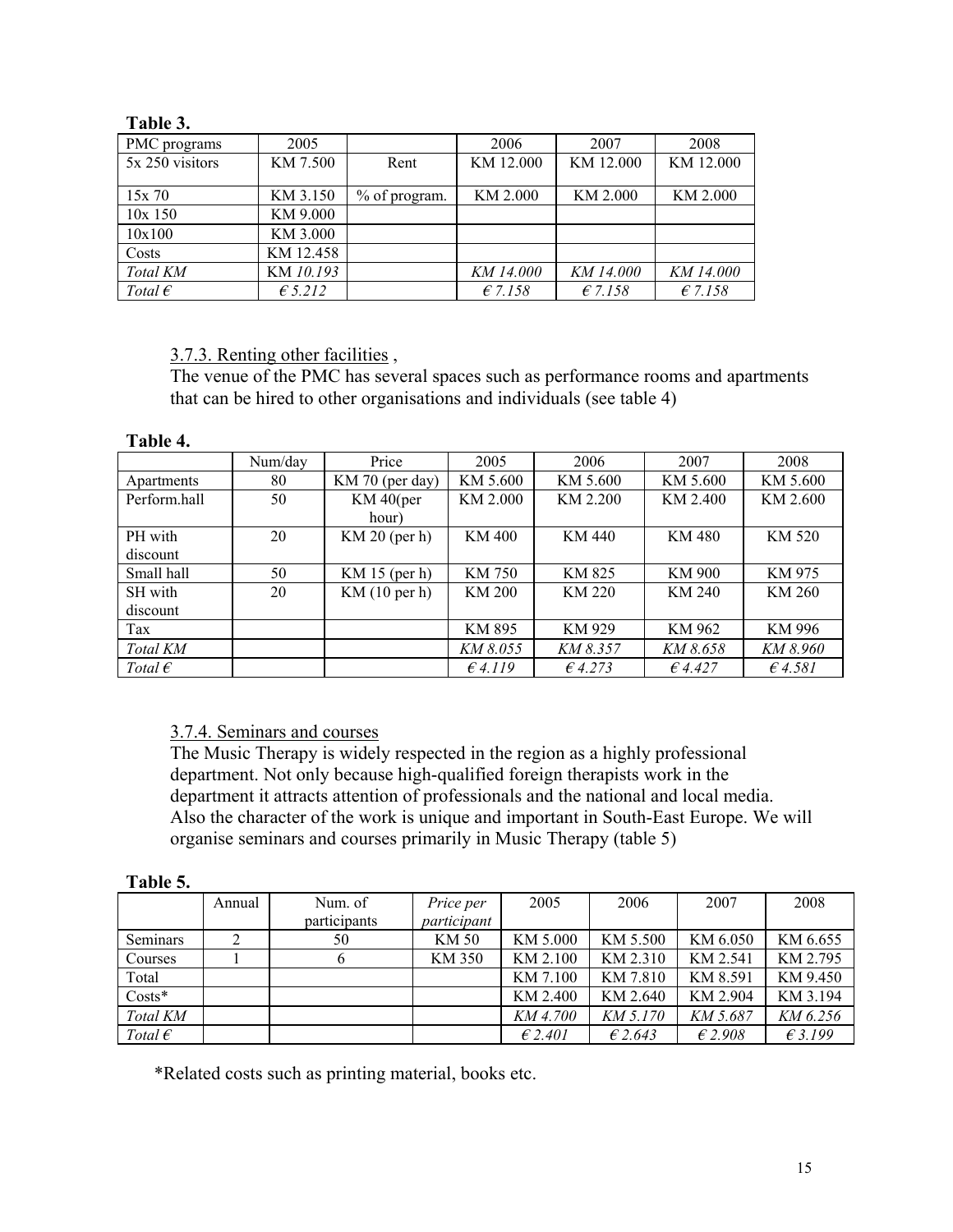**Table 3.**

| PMC programs | 2005 | | 2006 | 2007 | 2008 |
|---|---|---|---|---|---|
| 5x 250 visitors | KM 7.500 | Rent | KM 12.000 | KM 12.000 | KM 12.000 |
| 15x 70 | KM 3.150 | % of program. | KM 2.000 | KM 2.000 | KM 2.000 |
| 10x 150 | KM 9.000 | | | | |
| 10x100 | KM 3.000 | | | | |
| Costs | KM 12.458 | | | | |
| *Total KM* | KM *10.193* | | *KM 14.000* | *KM 14.000* | *KM 14.000* |
| *Total €* | *€ 5.212* | | *€ 7.158* | *€ 7.158* | *€ 7.158* |

3.7.3. Renting other facilities ,

The venue of the PMC has several spaces such as performance rooms and apartments that can be hired to other organisations and individuals (see table 4)

**Table 4.**

| | Num/day | Price | 2005 | 2006 | 2007 | 2008 |
|---|---|---|---|---|---|---|
| Apartments | 80 | KM 70 (per day) | KM 5.600 | KM 5.600 | KM 5.600 | KM 5.600 |
| Perform.hall | 50 | KM 40(per hour) | KM 2.000 | KM 2.200 | KM 2.400 | KM 2.600 |
| PH with discount | 20 | KM 20 (per h) | KM 400 | KM 440 | KM 480 | KM 520 |
| Small hall | 50 | KM 15 (per h) | KM 750 | KM 825 | KM 900 | KM 975 |
| SH with discount | 20 | KM (10 per h) | KM 200 | KM 220 | KM 240 | KM 260 |
| Tax | | | KM 895 | KM 929 | KM 962 | KM 996 |
| *Total KM* | | | *KM 8.055* | *KM 8.357* | *KM 8.658* | *KM 8.960* |
| *Total €* | | | *€ 4.119* | *€ 4.273* | *€ 4.427* | *€ 4.581* |

3.7.4. Seminars and courses

The Music Therapy is widely respected in the region as a highly professional department. Not only because high-qualified foreign therapists work in the department it attracts attention of professionals and the national and local media. Also the character of the work is unique and important in South-East Europe. We will organise seminars and courses primarily in Music Therapy (table 5)

**Table 5.**

| | Annual | Num. of participants | *Price per participant* | 2005 | 2006 | 2007 | 2008 |
|---|---|---|---|---|---|---|---|
| Seminars | 2 | 50 | KM 50 | KM 5.000 | KM 5.500 | KM 6.050 | KM 6.655 |
| Courses | 1 | 6 | KM 350 | KM 2.100 | KM 2.310 | KM 2.541 | KM 2.795 |
| Total | | | | KM 7.100 | KM 7.810 | KM 8.591 | KM 9.450 |
| Costs* | | | | KM 2.400 | KM 2.640 | KM 2.904 | KM 3.194 |
| *Total KM* | | | | *KM 4.700* | *KM 5.170* | *KM 5.687* | *KM 6.256* |
| *Total €* | | | | *€ 2.401* | *€ 2.643* | *€ 2.908* | *€ 3.199* |

*Related costs such as printing material, books etc.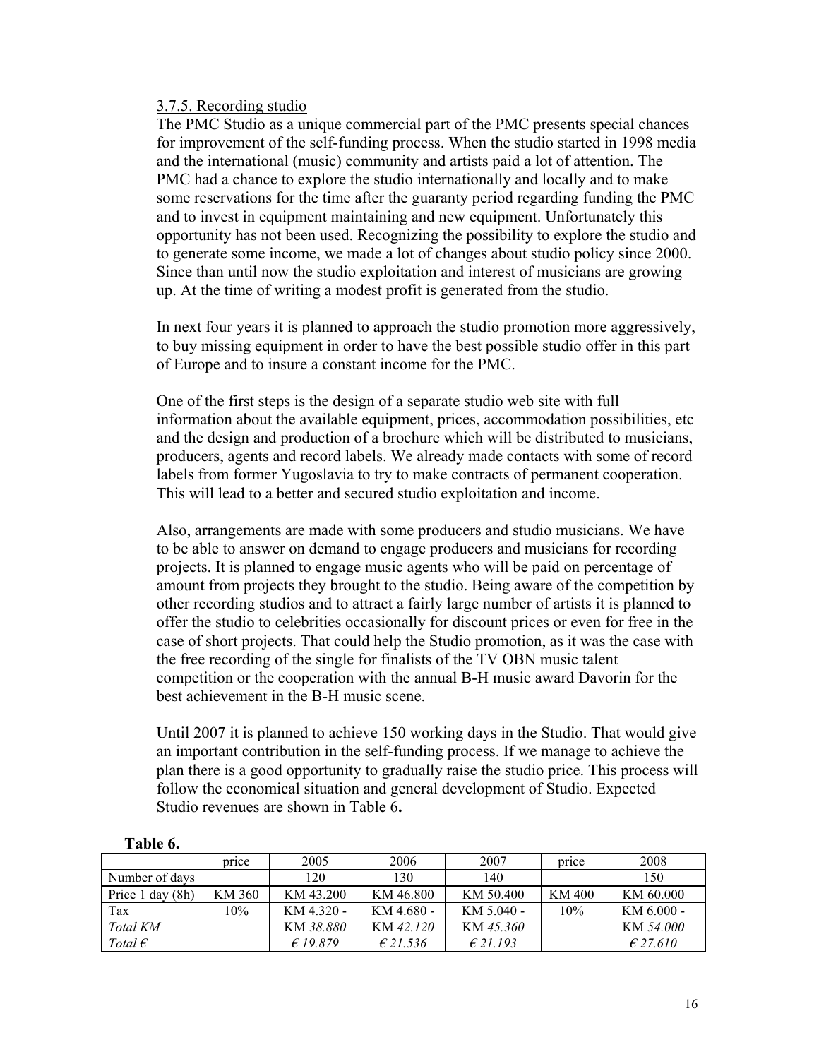### 3.7.5. Recording studio

The PMC Studio as a unique commercial part of the PMC presents special chances for improvement of the self-funding process. When the studio started in 1998 media and the international (music) community and artists paid a lot of attention. The PMC had a chance to explore the studio internationally and locally and to make some reservations for the time after the guaranty period regarding funding the PMC and to invest in equipment maintaining and new equipment. Unfortunately this opportunity has not been used. Recognizing the possibility to explore the studio and to generate some income, we made a lot of changes about studio policy since 2000. Since than until now the studio exploitation and interest of musicians are growing up. At the time of writing a modest profit is generated from the studio.

In next four years it is planned to approach the studio promotion more aggressively, to buy missing equipment in order to have the best possible studio offer in this part of Europe and to insure a constant income for the PMC.

One of the first steps is the design of a separate studio web site with full information about the available equipment, prices, accommodation possibilities, etc and the design and production of a brochure which will be distributed to musicians, producers, agents and record labels. We already made contacts with some of record labels from former Yugoslavia to try to make contracts of permanent cooperation. This will lead to a better and secured studio exploitation and income.

Also, arrangements are made with some producers and studio musicians. We have to be able to answer on demand to engage producers and musicians for recording projects. It is planned to engage music agents who will be paid on percentage of amount from projects they brought to the studio. Being aware of the competition by other recording studios and to attract a fairly large number of artists it is planned to offer the studio to celebrities occasionally for discount prices or even for free in the case of short projects. That could help the Studio promotion, as it was the case with the free recording of the single for finalists of the TV OBN music talent competition or the cooperation with the annual B-H music award Davorin for the best achievement in the B-H music scene.

Until 2007 it is planned to achieve 150 working days in the Studio. That would give an important contribution in the self-funding process. If we manage to achieve the plan there is a good opportunity to gradually raise the studio price. This process will follow the economical situation and general development of Studio. Expected Studio revenues are shown in Table 6**.**

**Table 6.**

| | price | 2005 | 2006 | 2007 | price | 2008 |
|---|---|---|---|---|---|---|
| Number of days | | 120 | 130 | 140 | | 150 |
| Price 1 day (8h) | KM 360 | KM 43.200 | KM 46.800 | KM 50.400 | KM 400 | KM 60.000 |
| Tax | 10% | KM 4.320 - | KM 4.680 - | KM 5.040 - | 10% | KM 6.000 - |
| *Total KM* | | KM *38.880* | KM *42.120* | KM *45.360* | | KM *54.000* |
| *Total €* | | *€ 19.879* | *€ 21.536* | *€ 21.193* | | *€ 27.610* |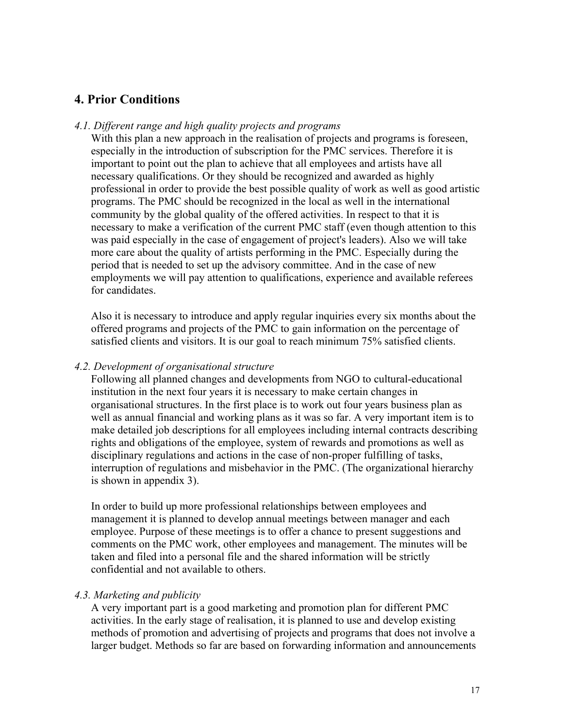## 4. Prior Conditions

*4.1. Different range and high quality projects and programs*

With this plan a new approach in the realisation of projects and programs is foreseen, especially in the introduction of subscription for the PMC services. Therefore it is important to point out the plan to achieve that all employees and artists have all necessary qualifications. Or they should be recognized and awarded as highly professional in order to provide the best possible quality of work as well as good artistic programs. The PMC should be recognized in the local as well in the international community by the global quality of the offered activities. In respect to that it is necessary to make a verification of the current PMC staff (even though attention to this was paid especially in the case of engagement of project's leaders). Also we will take more care about the quality of artists performing in the PMC. Especially during the period that is needed to set up the advisory committee. And in the case of new employments we will pay attention to qualifications, experience and available referees for candidates.

Also it is necessary to introduce and apply regular inquiries every six months about the offered programs and projects of the PMC to gain information on the percentage of satisfied clients and visitors. It is our goal to reach minimum 75% satisfied clients.

*4.2. Development of organisational structure*

Following all planned changes and developments from NGO to cultural-educational institution in the next four years it is necessary to make certain changes in organisational structures. In the first place is to work out four years business plan as well as annual financial and working plans as it was so far. A very important item is to make detailed job descriptions for all employees including internal contracts describing rights and obligations of the employee, system of rewards and promotions as well as disciplinary regulations and actions in the case of non-proper fulfilling of tasks, interruption of regulations and misbehavior in the PMC. (The organizational hierarchy is shown in appendix 3).

In order to build up more professional relationships between employees and management it is planned to develop annual meetings between manager and each employee. Purpose of these meetings is to offer a chance to present suggestions and comments on the PMC work, other employees and management. The minutes will be taken and filed into a personal file and the shared information will be strictly confidential and not available to others.

*4.3. Marketing and publicity*

A very important part is a good marketing and promotion plan for different PMC activities. In the early stage of realisation, it is planned to use and develop existing methods of promotion and advertising of projects and programs that does not involve a larger budget. Methods so far are based on forwarding information and announcements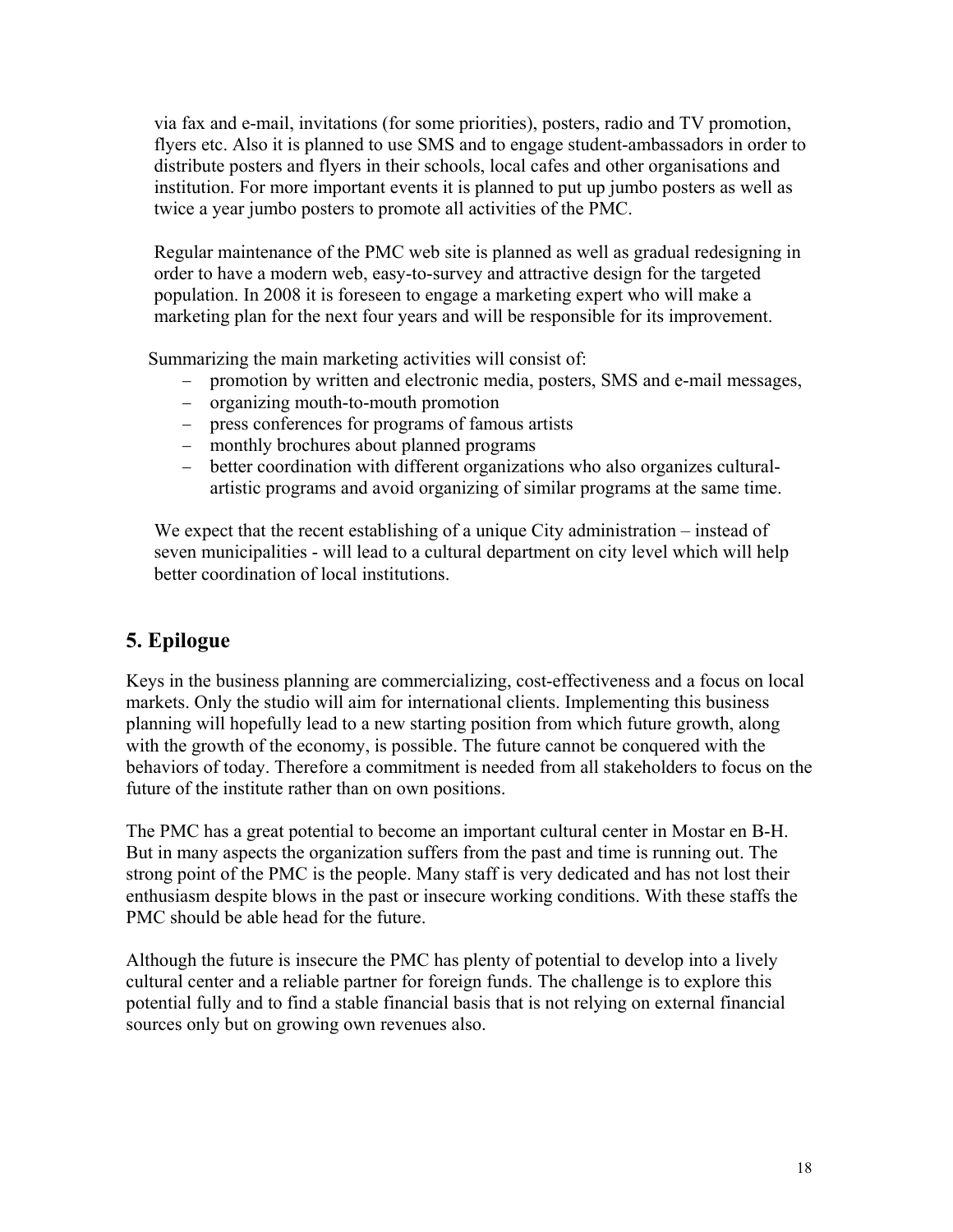via fax and e-mail, invitations (for some priorities), posters, radio and TV promotion, flyers etc. Also it is planned to use SMS and to engage student-ambassadors in order to distribute posters and flyers in their schools, local cafes and other organisations and institution. For more important events it is planned to put up jumbo posters as well as twice a year jumbo posters to promote all activities of the PMC.

Regular maintenance of the PMC web site is planned as well as gradual redesigning in order to have a modern web, easy-to-survey and attractive design for the targeted population. In 2008 it is foreseen to engage a marketing expert who will make a marketing plan for the next four years and will be responsible for its improvement.

Summarizing the main marketing activities will consist of:

- promotion by written and electronic media, posters, SMS and e-mail messages,
- organizing mouth-to-mouth promotion
- press conferences for programs of famous artists
- monthly brochures about planned programs
- better coordination with different organizations who also organizes cultural-artistic programs and avoid organizing of similar programs at the same time.

We expect that the recent establishing of a unique City administration – instead of seven municipalities - will lead to a cultural department on city level which will help better coordination of local institutions.

## 5. Epilogue

Keys in the business planning are commercializing, cost-effectiveness and a focus on local markets. Only the studio will aim for international clients. Implementing this business planning will hopefully lead to a new starting position from which future growth, along with the growth of the economy, is possible. The future cannot be conquered with the behaviors of today. Therefore a commitment is needed from all stakeholders to focus on the future of the institute rather than on own positions.

The PMC has a great potential to become an important cultural center in Mostar en B-H. But in many aspects the organization suffers from the past and time is running out. The strong point of the PMC is the people. Many staff is very dedicated and has not lost their enthusiasm despite blows in the past or insecure working conditions. With these staffs the PMC should be able head for the future.

Although the future is insecure the PMC has plenty of potential to develop into a lively cultural center and a reliable partner for foreign funds. The challenge is to explore this potential fully and to find a stable financial basis that is not relying on external financial sources only but on growing own revenues also.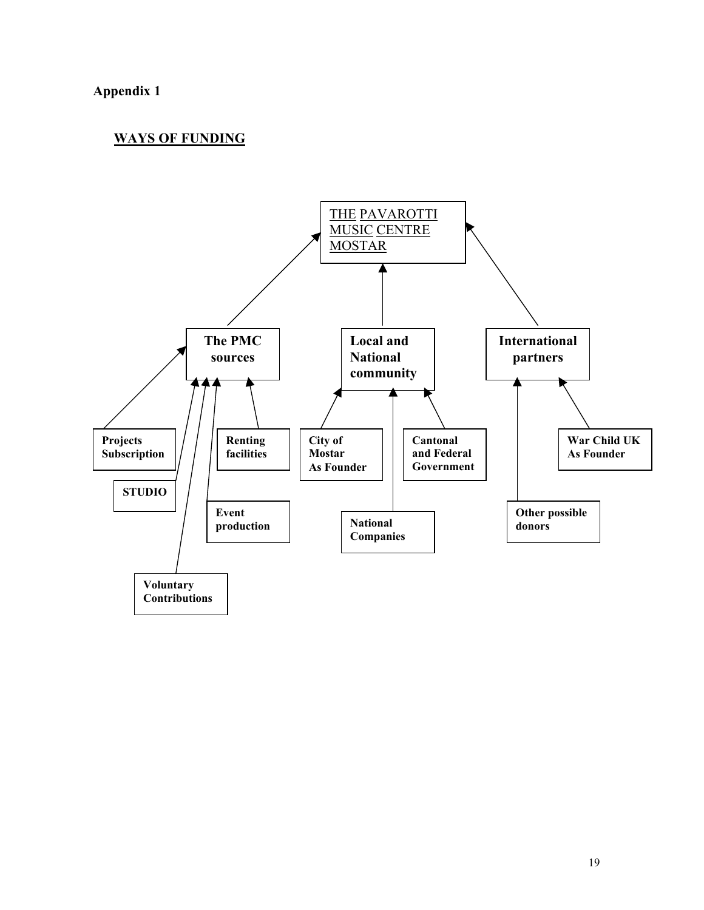**Appendix 1**

**WAYS OF FUNDING**

THE PAVAROTTI MUSIC CENTRE MOSTAR

- **The PMC sources**
  - **Projects Subscription**
  - **STUDIO**
  - **Voluntary Contributions**
  - **Event production**
  - **Renting facilities**
- **Local and National community**
  - **City of Mostar As Founder**
  - **National Companies**
  - **Cantonal and Federal Government**
- **International partners**
  - **Other possible donors**
  - **War Child UK As Founder**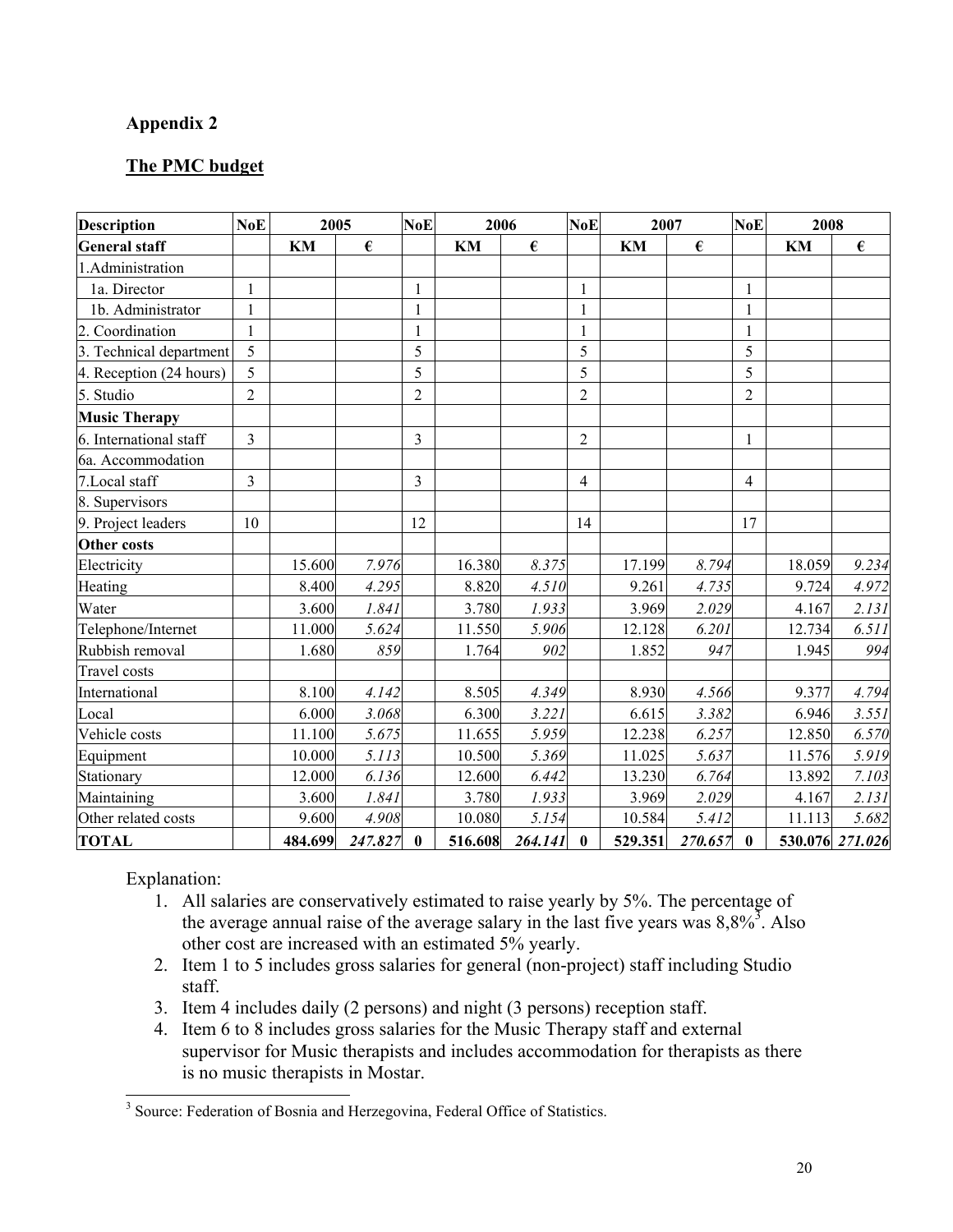## Appendix 2

## The PMC budget

| Description | NoE | 2005 | | NoE | 2006 | | NoE | 2007 | | NoE | 2008 | |
|---|---|---|---|---|---|---|---|---|---|---|---|---|
| **General staff** | | **KM** | **€** | | **KM** | **€** | | **KM** | **€** | | **KM** | **€** |
| 1.Administration | | | | | | | | | | | | |
| 1a. Director | 1 | | | 1 | | | 1 | | | 1 | | |
| 1b. Administrator | 1 | | | 1 | | | 1 | | | 1 | | |
| 2. Coordination | 1 | | | 1 | | | 1 | | | 1 | | |
| 3. Technical department | 5 | | | 5 | | | 5 | | | 5 | | |
| 4. Reception (24 hours) | 5 | | | 5 | | | 5 | | | 5 | | |
| 5. Studio | 2 | | | 2 | | | 2 | | | 2 | | |
| **Music Therapy** | | | | | | | | | | | | |
| 6. International staff | 3 | | | 3 | | | 2 | | | 1 | | |
| 6a. Accommodation | | | | | | | | | | | | |
| 7.Local staff | 3 | | | 3 | | | 4 | | | 4 | | |
| 8. Supervisors | | | | | | | | | | | | |
| 9. Project leaders | 10 | | | 12 | | | 14 | | | 17 | | |
| **Other costs** | | | | | | | | | | | | |
| Electricity | | 15.600 | *7.976* | | 16.380 | *8.375* | | 17.199 | *8.794* | | 18.059 | *9.234* |
| Heating | | 8.400 | *4.295* | | 8.820 | *4.510* | | 9.261 | *4.735* | | 9.724 | *4.972* |
| Water | | 3.600 | *1.841* | | 3.780 | *1.933* | | 3.969 | *2.029* | | 4.167 | *2.131* |
| Telephone/Internet | | 11.000 | *5.624* | | 11.550 | *5.906* | | 12.128 | *6.201* | | 12.734 | *6.511* |
| Rubbish removal | | 1.680 | *859* | | 1.764 | *902* | | 1.852 | *947* | | 1.945 | *994* |
| Travel costs | | | | | | | | | | | | |
| International | | 8.100 | *4.142* | | 8.505 | *4.349* | | 8.930 | *4.566* | | 9.377 | *4.794* |
| Local | | 6.000 | *3.068* | | 6.300 | *3.221* | | 6.615 | *3.382* | | 6.946 | *3.551* |
| Vehicle costs | | 11.100 | *5.675* | | 11.655 | *5.959* | | 12.238 | *6.257* | | 12.850 | *6.570* |
| Equipment | | 10.000 | *5.113* | | 10.500 | *5.369* | | 11.025 | *5.637* | | 11.576 | *5.919* |
| Stationary | | 12.000 | *6.136* | | 12.600 | *6.442* | | 13.230 | *6.764* | | 13.892 | *7.103* |
| Maintaining | | 3.600 | *1.841* | | 3.780 | *1.933* | | 3.969 | *2.029* | | 4.167 | *2.131* |
| Other related costs | | 9.600 | *4.908* | | 10.080 | *5.154* | | 10.584 | *5.412* | | 11.113 | *5.682* |
| **TOTAL** | | **484.699** | ***247.827*** | **0** | **516.608** | ***264.141*** | **0** | **529.351** | ***270.657*** | **0** | **530.076** | ***271.026*** |

Explanation:

1. All salaries are conservatively estimated to raise yearly by 5%. The percentage of the average annual raise of the average salary in the last five years was 8,8%[3]. Also other cost are increased with an estimated 5% yearly.
2. Item 1 to 5 includes gross salaries for general (non-project) staff including Studio staff.
3. Item 4 includes daily (2 persons) and night (3 persons) reception staff.
4. Item 6 to 8 includes gross salaries for the Music Therapy staff and external supervisor for Music therapists and includes accommodation for therapists as there is no music therapists in Mostar.

[3] Source: Federation of Bosnia and Herzegovina, Federal Office of Statistics.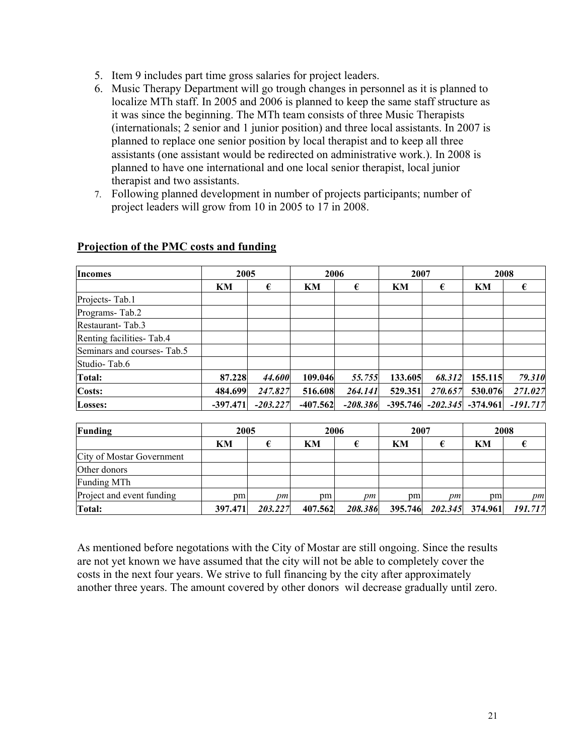5. Item 9 includes part time gross salaries for project leaders.
6. Music Therapy Department will go trough changes in personnel as it is planned to localize MTh staff. In 2005 and 2006 is planned to keep the same staff structure as it was since the beginning. The MTh team consists of three Music Therapists (internationals; 2 senior and 1 junior position) and three local assistants. In 2007 is planned to replace one senior position by local therapist and to keep all three assistants (one assistant would be redirected on administrative work.). In 2008 is planned to have one international and one local senior therapist, local junior therapist and two assistants.
7. Following planned development in number of projects participants; number of project leaders will grow from 10 in 2005 to 17 in 2008.

## Projection of the PMC costs and funding

| **Incomes** | **2005** | | **2006** | | **2007** | | **2008** | |
|---|---|---|---|---|---|---|---|---|
| | **KM** | **€** | **KM** | **€** | **KM** | **€** | **KM** | **€** |
| Projects- Tab.1 | | | | | | | | |
| Programs- Tab.2 | | | | | | | | |
| Restaurant- Tab.3 | | | | | | | | |
| Renting facilities- Tab.4 | | | | | | | | |
| Seminars and courses- Tab.5 | | | | | | | | |
| Studio- Tab.6 | | | | | | | | |
| **Total:** | **87.228** | ***44.600*** | **109.046** | ***55.755*** | **133.605** | ***68.312*** | **155.115** | ***79.310*** |
| **Costs:** | **484.699** | ***247.827*** | **516.608** | ***264.141*** | **529.351** | ***270.657*** | **530.076** | ***271.027*** |
| **Losses:** | **-397.471** | ***-203.227*** | **-407.562** | ***-208.386*** | **-395.746** | ***-202.345*** | **-374.961** | ***-191.717*** |

| **Funding** | **2005** | | **2006** | | **2007** | | **2008** | |
|---|---|---|---|---|---|---|---|---|
| | **KM** | **€** | **KM** | **€** | **KM** | **€** | **KM** | **€** |
| City of Mostar Government | | | | | | | | |
| Other donors | | | | | | | | |
| Funding MTh | | | | | | | | |
| Project and event funding | pm | *pm* | pm | *pm* | pm | *pm* | pm | *pm* |
| **Total:** | **397.471** | ***203.227*** | **407.562** | ***208.386*** | **395.746** | ***202.345*** | **374.961** | ***191.717*** |

As mentioned before negotations with the City of Mostar are still ongoing. Since the results are not yet known we have assumed that the city will not be able to completely cover the costs in the next four years. We strive to full financing by the city after approximately another three years. The amount covered by other donors wil decrease gradually until zero.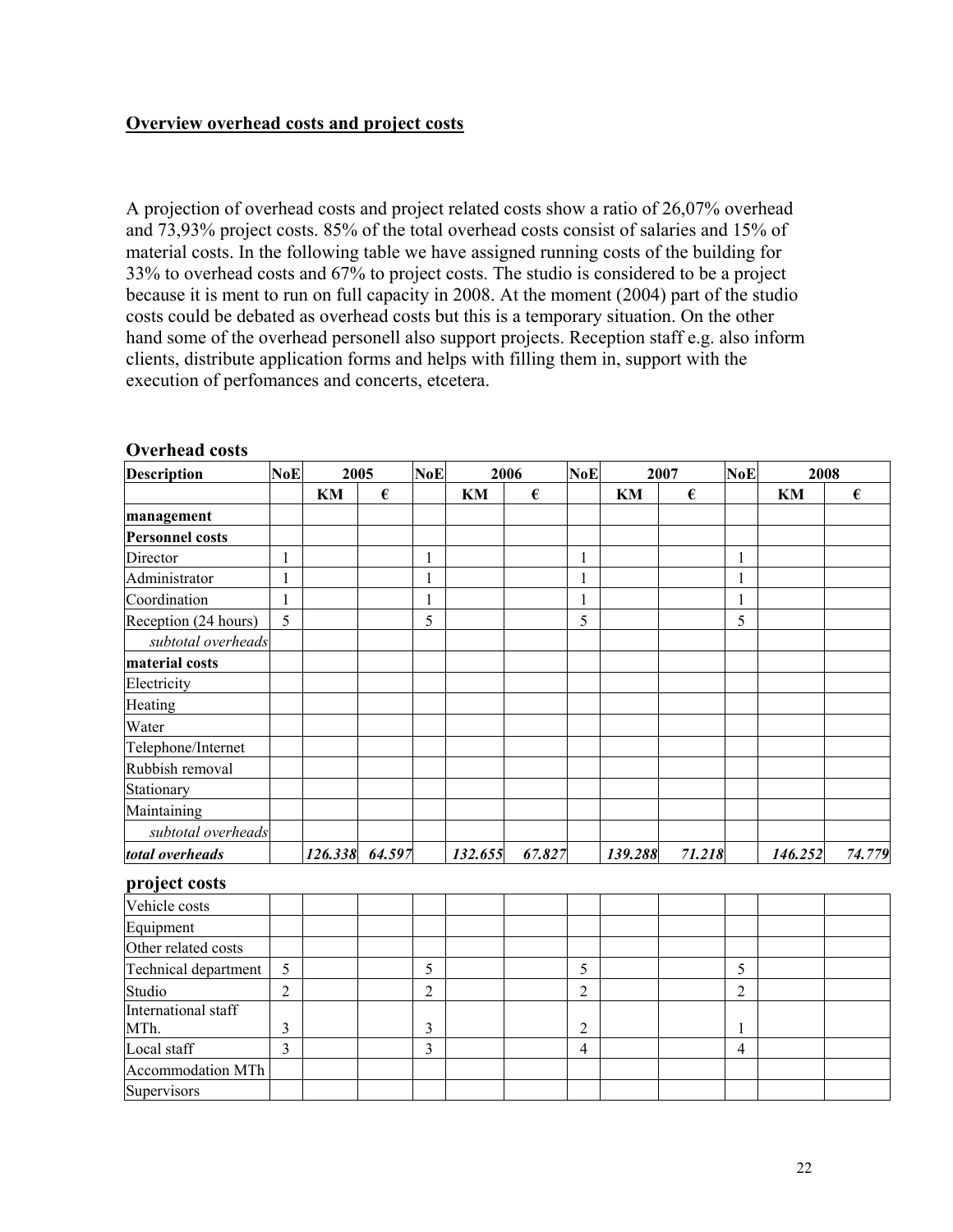**Overview overhead costs and project costs**

A projection of overhead costs and project related costs show a ratio of 26,07% overhead and 73,93% project costs. 85% of the total overhead costs consist of salaries and 15% of material costs. In the following table we have assigned running costs of the building for 33% to overhead costs and 67% to project costs. The studio is considered to be a project because it is ment to run on full capacity in 2008. At the moment (2004) part of the studio costs could be debated as overhead costs but this is a temporary situation. On the other hand some of the overhead personell also support projects. Reception staff e.g. also inform clients, distribute application forms and helps with filling them in, support with the execution of perfomances and concerts, etcetera.

**Overhead costs**

| Description | NoE | 2005 | | NoE | 2006 | | NoE | 2007 | | NoE | 2008 | |
|---|---|---|---|---|---|---|---|---|---|---|---|---|
| | | KM | € | | KM | € | | KM | € | | KM | € |
| **management** | | | | | | | | | | | | |
| **Personnel costs** | | | | | | | | | | | | |
| Director | 1 | | | 1 | | | 1 | | | 1 | | |
| Administrator | 1 | | | 1 | | | 1 | | | 1 | | |
| Coordination | 1 | | | 1 | | | 1 | | | 1 | | |
| Reception (24 hours) | 5 | | | 5 | | | 5 | | | 5 | | |
| *subtotal overheads* | | | | | | | | | | | | |
| **material costs** | | | | | | | | | | | | |
| Electricity | | | | | | | | | | | | |
| Heating | | | | | | | | | | | | |
| Water | | | | | | | | | | | | |
| Telephone/Internet | | | | | | | | | | | | |
| Rubbish removal | | | | | | | | | | | | |
| Stationary | | | | | | | | | | | | |
| Maintaining | | | | | | | | | | | | |
| *subtotal overheads* | | | | | | | | | | | | |
| ***total overheads*** | | ***126.338*** | ***64.597*** | | ***132.655*** | ***67.827*** | | ***139.288*** | ***71.218*** | | ***146.252*** | ***74.779*** |

**project costs**

| | | | | | | | | | | | | |
|---|---|---|---|---|---|---|---|---|---|---|---|---|
| Vehicle costs | | | | | | | | | | | | |
| Equipment | | | | | | | | | | | | |
| Other related costs | | | | | | | | | | | | |
| Technical department | 5 | | | 5 | | | 5 | | | 5 | | |
| Studio | 2 | | | 2 | | | 2 | | | 2 | | |
| International staff MTh. | 3 | | | 3 | | | 2 | | | 1 | | |
| Local staff | 3 | | | 3 | | | 4 | | | 4 | | |
| Accommodation MTh | | | | | | | | | | | | |
| Supervisors | | | | | | | | | | | | |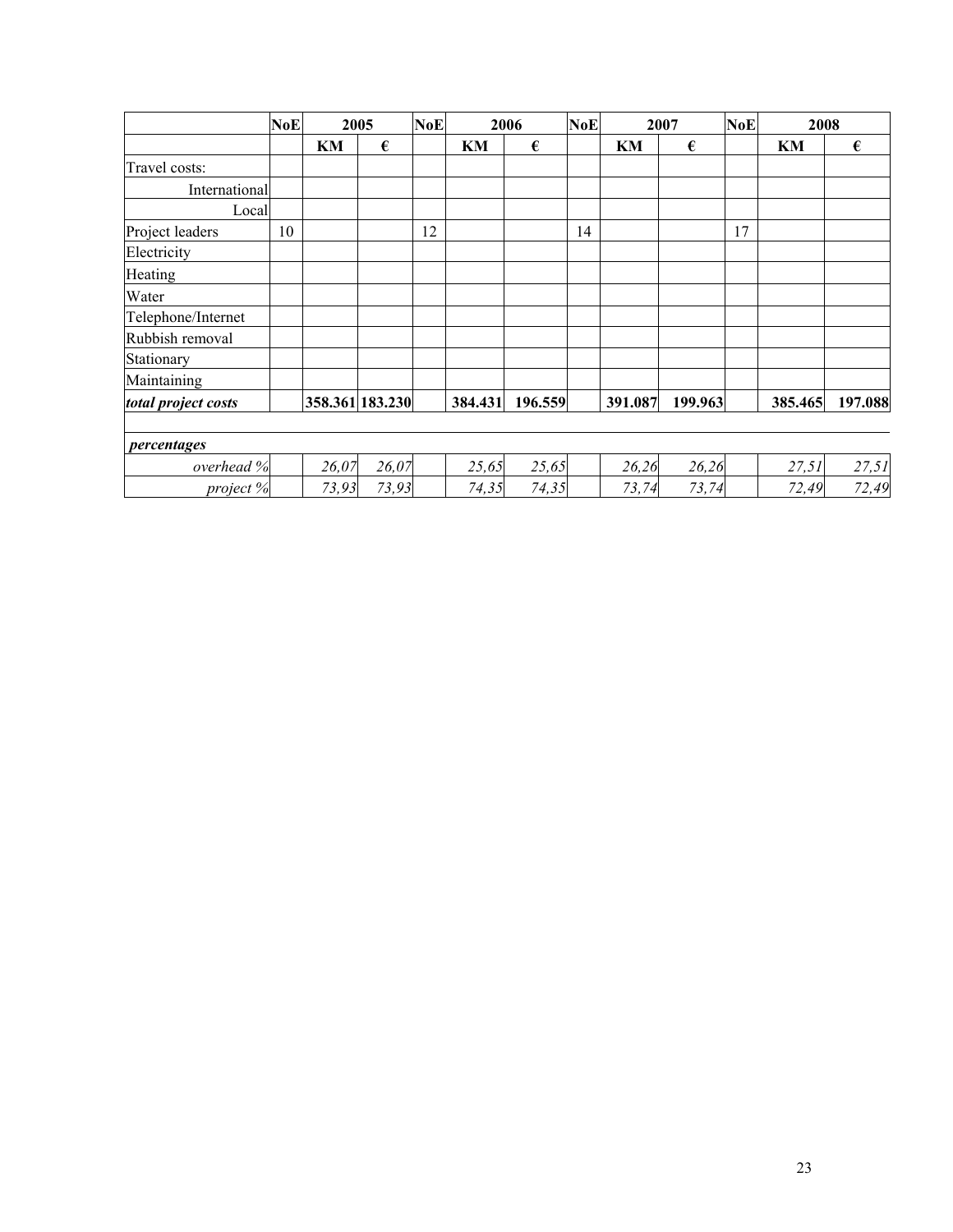| | NoE | 2005 | | NoE | 2006 | | NoE | 2007 | | NoE | 2008 | |
|---|---|---|---|---|---|---|---|---|---|---|---|---|
| | | **KM** | **€** | | **KM** | **€** | | **KM** | **€** | | **KM** | **€** |
| Travel costs: | | | | | | | | | | | | |
| International | | | | | | | | | | | | |
| Local | | | | | | | | | | | | |
| Project leaders | 10 | | | 12 | | | 14 | | | 17 | | |
| Electricity | | | | | | | | | | | | |
| Heating | | | | | | | | | | | | |
| Water | | | | | | | | | | | | |
| Telephone/Internet | | | | | | | | | | | | |
| Rubbish removal | | | | | | | | | | | | |
| Stationary | | | | | | | | | | | | |
| Maintaining | | | | | | | | | | | | |
| ***total project costs*** | | **358.361** | **183.230** | | **384.431** | **196.559** | | **391.087** | **199.963** | | **385.465** | **197.088** |
| | | | | | | | | | | | | |
| ***percentages*** | | | | | | | | | | | | |
| *overhead %* | | *26,07* | *26,07* | | *25,65* | *25,65* | | *26,26* | *26,26* | | *27,51* | *27,51* |
| *project %* | | *73,93* | *73,93* | | *74,35* | *74,35* | | *73,74* | *73,74* | | *72,49* | *72,49* |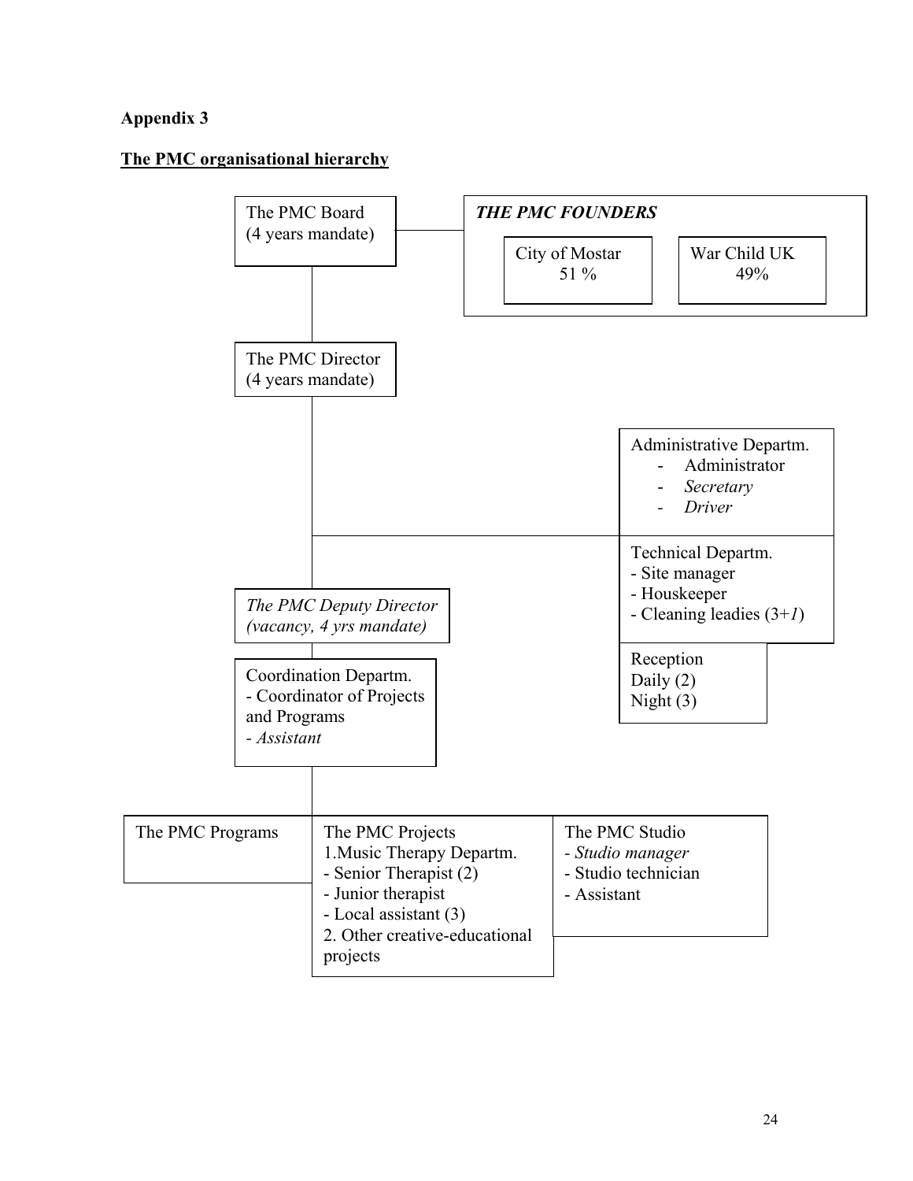**Appendix 3**

**The PMC organisational hierarchy**

The PMC Board
(4 years mandate)

*THE PMC FOUNDERS*

City of Mostar
51 %

War Child UK
49%

The PMC Director
(4 years mandate)

Administrative Departm.
- Administrator
- *Secretary*
- *Driver*

Technical Departm.
- Site manager
- Houskeeper
- Cleaning leadies (3+*1*)

Reception
Daily (2)
Night (3)

*The PMC Deputy Director*
*(vacancy, 4 yrs mandate)*

Coordination Departm.
- Coordinator of Projects and Programs
- *Assistant*

The PMC Programs

The PMC Projects
1.Music Therapy Departm.
- Senior Therapist (2)
- Junior therapist
- Local assistant (3)
2. Other creative-educational projects

The PMC Studio
- *Studio manager*
- Studio technician
- Assistant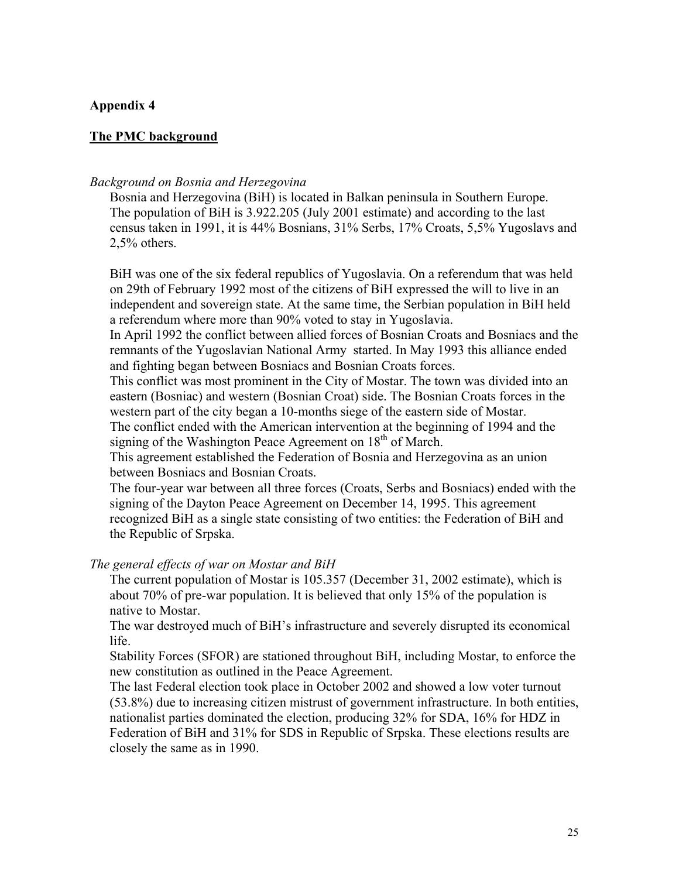## Appendix 4

## **The PMC background**

*Background on Bosnia and Herzegovina*

Bosnia and Herzegovina (BiH) is located in Balkan peninsula in Southern Europe. The population of BiH is 3.922.205 (July 2001 estimate) and according to the last census taken in 1991, it is 44% Bosnians, 31% Serbs, 17% Croats, 5,5% Yugoslavs and 2,5% others.

BiH was one of the six federal republics of Yugoslavia. On a referendum that was held on 29th of February 1992 most of the citizens of BiH expressed the will to live in an independent and sovereign state. At the same time, the Serbian population in BiH held a referendum where more than 90% voted to stay in Yugoslavia.

In April 1992 the conflict between allied forces of Bosnian Croats and Bosniacs and the remnants of the Yugoslavian National Army started. In May 1993 this alliance ended and fighting began between Bosniacs and Bosnian Croats forces.

This conflict was most prominent in the City of Mostar. The town was divided into an eastern (Bosniac) and western (Bosnian Croat) side. The Bosnian Croats forces in the western part of the city began a 10-months siege of the eastern side of Mostar.

The conflict ended with the American intervention at the beginning of 1994 and the signing of the Washington Peace Agreement on 18th of March.

This agreement established the Federation of Bosnia and Herzegovina as an union between Bosniacs and Bosnian Croats.

The four-year war between all three forces (Croats, Serbs and Bosniacs) ended with the signing of the Dayton Peace Agreement on December 14, 1995. This agreement recognized BiH as a single state consisting of two entities: the Federation of BiH and the Republic of Srpska.

*The general effects of war on Mostar and BiH*

The current population of Mostar is 105.357 (December 31, 2002 estimate), which is about 70% of pre-war population. It is believed that only 15% of the population is native to Mostar.

The war destroyed much of BiH's infrastructure and severely disrupted its economical life.

Stability Forces (SFOR) are stationed throughout BiH, including Mostar, to enforce the new constitution as outlined in the Peace Agreement.

The last Federal election took place in October 2002 and showed a low voter turnout (53.8%) due to increasing citizen mistrust of government infrastructure. In both entities, nationalist parties dominated the election, producing 32% for SDA, 16% for HDZ in Federation of BiH and 31% for SDS in Republic of Srpska. These elections results are closely the same as in 1990.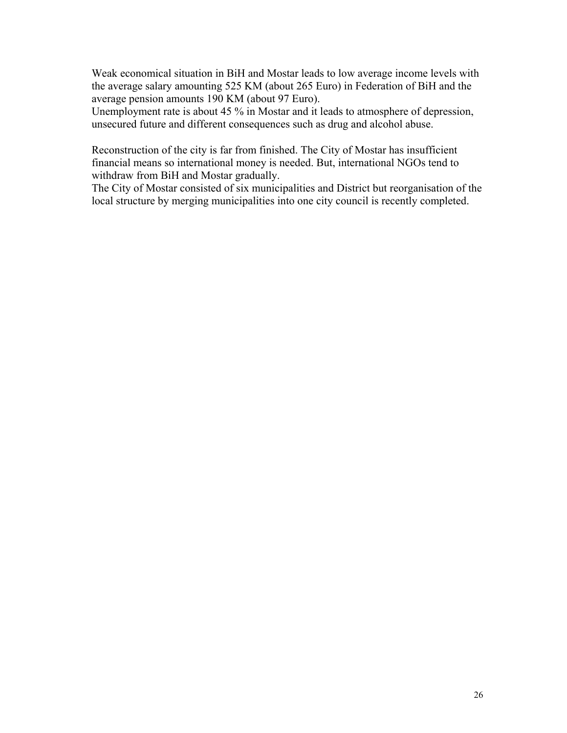Weak economical situation in BiH and Mostar leads to low average income levels with the average salary amounting 525 KM (about 265 Euro) in Federation of BiH and the average pension amounts 190 KM (about 97 Euro).
Unemployment rate is about 45 % in Mostar and it leads to atmosphere of depression, unsecured future and different consequences such as drug and alcohol abuse.

Reconstruction of the city is far from finished. The City of Mostar has insufficient financial means so international money is needed. But, international NGOs tend to withdraw from BiH and Mostar gradually.
The City of Mostar consisted of six municipalities and District but reorganisation of the local structure by merging municipalities into one city council is recently completed.